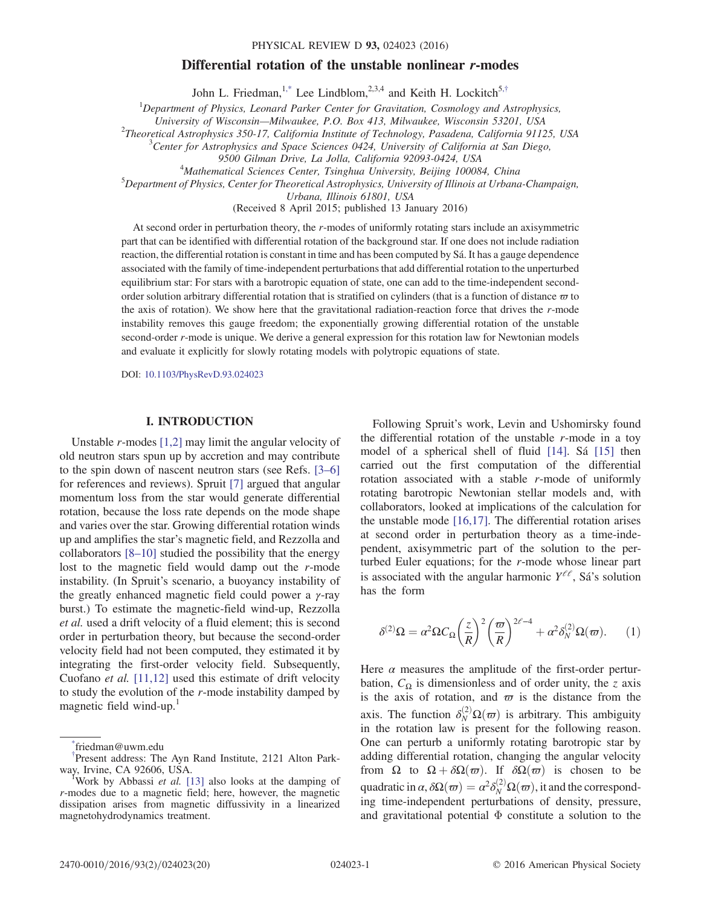# Differential rotation of the unstable nonlinear r-modes

John L. Friedman,[1,*] Lee Lindblom,[2,3,4] and Keith H. Lockitch[5,†]

[1]Department of Physics, Leonard Parker Center for Gravitation, Cosmology and Astrophysics, University of Wisconsin—Milwaukee, P.O. Box 413, Milwaukee, Wisconsin 53201, USA
[2]Theoretical Astrophysics 350-17, California Institute of Technology, Pasadena, California 91125, USA
[3]Center for Astrophysics and Space Sciences 0424, University of California at San Diego, 9500 Gilman Drive, La Jolla, California 92093-0424, USA
[4]Mathematical Sciences Center, Tsinghua University, Beijing 100084, China
[5]Department of Physics, Center for Theoretical Astrophysics, University of Illinois at Urbana-Champaign, Urbana, Illinois 61801, USA

(Received 8 April 2015; published 13 January 2016)

At second order in perturbation theory, the *r*-modes of uniformly rotating stars include an axisymmetric part that can be identified with differential rotation of the background star. If one does not include radiation reaction, the differential rotation is constant in time and has been computed by Sá. It has a gauge dependence associated with the family of time-independent perturbations that add differential rotation to the unperturbed equilibrium star: For stars with a barotropic equation of state, one can add to the time-independent second-order solution arbitrary differential rotation that is stratified on cylinders (that is a function of distance $\varpi$ to the axis of rotation). We show here that the gravitational radiation-reaction force that drives the *r*-mode instability removes this gauge freedom; the exponentially growing differential rotation of the unstable second-order *r*-mode is unique. We derive a general expression for this rotation law for Newtonian models and evaluate it explicitly for slowly rotating models with polytropic equations of state.

DOI: 10.1103/PhysRevD.93.024023

## I. INTRODUCTION

Unstable *r*-modes [1,2] may limit the angular velocity of old neutron stars spun up by accretion and may contribute to the spin down of nascent neutron stars (see Refs. [3–6] for references and reviews). Spruit [7] argued that angular momentum loss from the star would generate differential rotation, because the loss rate depends on the mode shape and varies over the star. Growing differential rotation winds up and amplifies the star's magnetic field, and Rezzolla and collaborators [8–10] studied the possibility that the energy lost to the magnetic field would damp out the *r*-mode instability. (In Spruit's scenario, a buoyancy instability of the greatly enhanced magnetic field could power a $\gamma$-ray burst.) To estimate the magnetic-field wind-up, Rezzolla *et al.* used a drift velocity of a fluid element; this is second order in perturbation theory, but because the second-order velocity field had not been computed, they estimated it by integrating the first-order velocity field. Subsequently, Cuofano *et al.* [11,12] used this estimate of drift velocity to study the evolution of the *r*-mode instability damped by magnetic field wind-up.[1]

Following Spruit's work, Levin and Ushomirsky found the differential rotation of the unstable *r*-mode in a toy model of a spherical shell of fluid [14]. Sá [15] then carried out the first computation of the differential rotation associated with a stable *r*-mode of uniformly rotating barotropic Newtonian stellar models and, with collaborators, looked at implications of the calculation for the unstable mode [16,17]. The differential rotation arises at second order in perturbation theory as a time-independent, axisymmetric part of the solution to the perturbed Euler equations; for the *r*-mode whose linear part is associated with the angular harmonic $Y^{\ell\ell}$, Sá's solution has the form

$$\delta^{(2)}\Omega = \alpha^2 \Omega C_\Omega \left(\frac{z}{R}\right)^2 \left(\frac{\varpi}{R}\right)^{2\ell-4} + \alpha^2 \delta_N^{(2)}\Omega(\varpi). \qquad (1)$$

Here $\alpha$ measures the amplitude of the first-order perturbation, $C_\Omega$ is dimensionless and of order unity, the $z$ axis is the axis of rotation, and $\varpi$ is the distance from the axis. The function $\delta_N^{(2)}\Omega(\varpi)$ is arbitrary. This ambiguity in the rotation law is present for the following reason. One can perturb a uniformly rotating barotropic star by adding differential rotation, changing the angular velocity from $\Omega$ to $\Omega + \delta\Omega(\varpi)$. If $\delta\Omega(\varpi)$ is chosen to be quadratic in $\alpha$, $\delta\Omega(\varpi) = \alpha^2 \delta_N^{(2)}\Omega(\varpi)$, it and the corresponding time-independent perturbations of density, pressure, and gravitational potential $\Phi$ constitute a solution to the

---

*friedman@uwm.edu
†Present address: The Ayn Rand Institute, 2121 Alton Parkway, Irvine, CA 92606, USA.
[1]Work by Abbassi *et al.* [13] also looks at the damping of *r*-modes due to a magnetic field; here, however, the magnetic dissipation arises from magnetic diffusivity in a linearized magnetohydrodynamics treatment.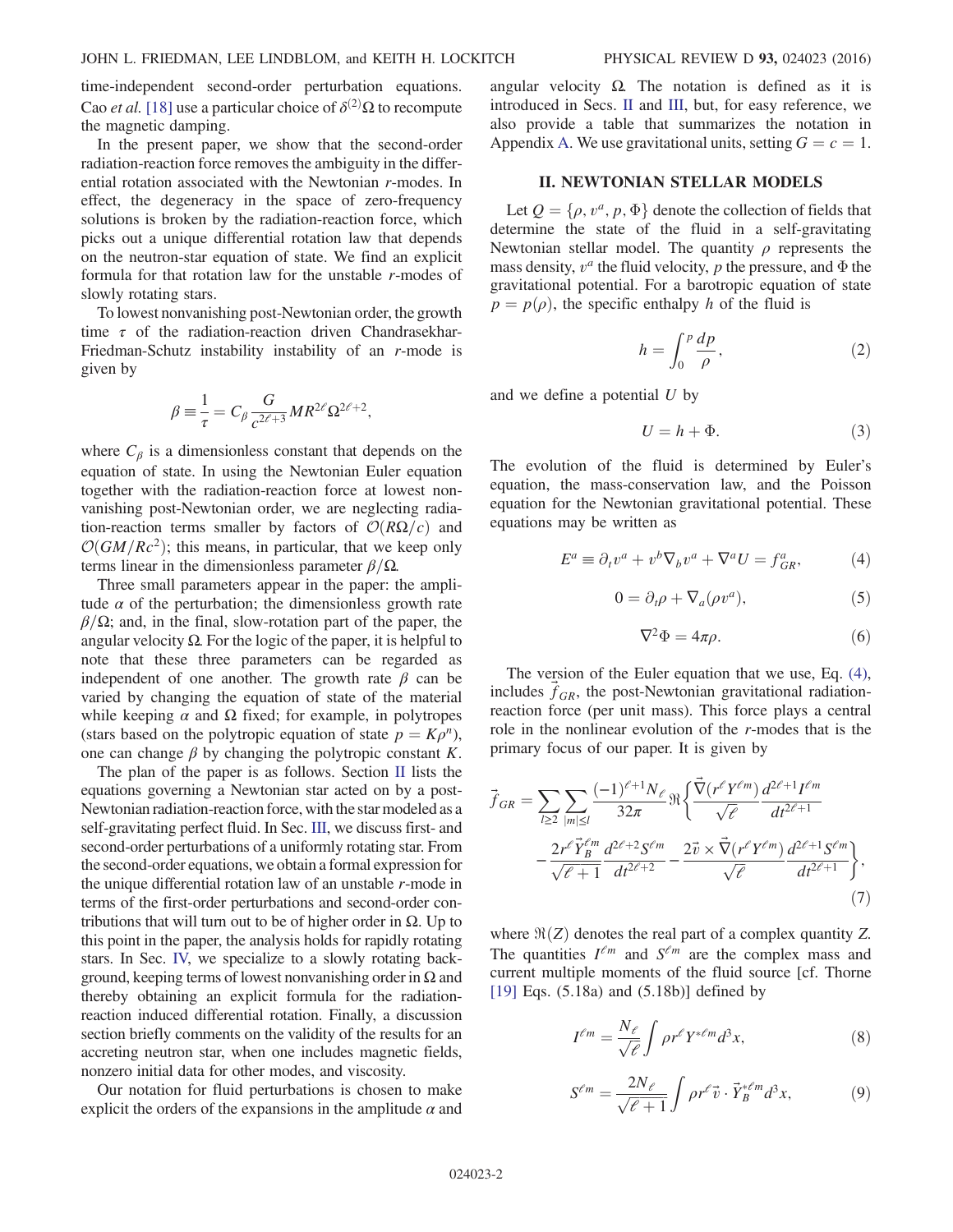time-independent second-order perturbation equations. Cao *et al.* [18] use a particular choice of $\delta^{(2)}\Omega$ to recompute the magnetic damping.

In the present paper, we show that the second-order radiation-reaction force removes the ambiguity in the differential rotation associated with the Newtonian *r*-modes. In effect, the degeneracy in the space of zero-frequency solutions is broken by the radiation-reaction force, which picks out a unique differential rotation law that depends on the neutron-star equation of state. We find an explicit formula for that rotation law for the unstable *r*-modes of slowly rotating stars.

To lowest nonvanishing post-Newtonian order, the growth time $\tau$ of the radiation-reaction driven Chandrasekhar-Friedman-Schutz instability instability of an *r*-mode is given by

$$\beta \equiv \frac{1}{\tau} = C_\beta \frac{G}{c^{2\ell+3}} M R^{2\ell} \Omega^{2\ell+2},$$

where $C_\beta$ is a dimensionless constant that depends on the equation of state. In using the Newtonian Euler equation together with the radiation-reaction force at lowest nonvanishing post-Newtonian order, we are neglecting radiation-reaction terms smaller by factors of $\mathcal{O}(R\Omega/c)$ and $\mathcal{O}(GM/Rc^2)$; this means, in particular, that we keep only terms linear in the dimensionless parameter $\beta/\Omega$.

Three small parameters appear in the paper: the amplitude $\alpha$ of the perturbation; the dimensionless growth rate $\beta/\Omega$; and, in the final, slow-rotation part of the paper, the angular velocity $\Omega$. For the logic of the paper, it is helpful to note that these three parameters can be regarded as independent of one another. The growth rate $\beta$ can be varied by changing the equation of state of the material while keeping $\alpha$ and $\Omega$ fixed; for example, in polytropes (stars based on the polytropic equation of state $p = K\rho^n$), one can change $\beta$ by changing the polytropic constant $K$.

The plan of the paper is as follows. Section II lists the equations governing a Newtonian star acted on by a post-Newtonian radiation-reaction force, with the star modeled as a self-gravitating perfect fluid. In Sec. III, we discuss first- and second-order perturbations of a uniformly rotating star. From the second-order equations, we obtain a formal expression for the unique differential rotation law of an unstable *r*-mode in terms of the first-order perturbations and second-order contributions that will turn out to be of higher order in $\Omega$. Up to this point in the paper, the analysis holds for rapidly rotating stars. In Sec. IV, we specialize to a slowly rotating background, keeping terms of lowest nonvanishing order in $\Omega$ and thereby obtaining an explicit formula for the radiation-reaction induced differential rotation. Finally, a discussion section briefly comments on the validity of the results for an accreting neutron star, when one includes magnetic fields, nonzero initial data for other modes, and viscosity.

Our notation for fluid perturbations is chosen to make explicit the orders of the expansions in the amplitude $\alpha$ and angular velocity $\Omega$. The notation is defined as it is introduced in Secs. II and III, but, for easy reference, we also provide a table that summarizes the notation in Appendix A. We use gravitational units, setting $G = c = 1$.

## II. NEWTONIAN STELLAR MODELS

Let $Q = \{\rho, v^a, p, \Phi\}$ denote the collection of fields that determine the state of the fluid in a self-gravitating Newtonian stellar model. The quantity $\rho$ represents the mass density, $v^a$ the fluid velocity, $p$ the pressure, and $\Phi$ the gravitational potential. For a barotropic equation of state $p = p(\rho)$, the specific enthalpy $h$ of the fluid is

$$h = \int_0^p \frac{dp}{\rho}, \tag{2}$$

and we define a potential $U$ by

$$U = h + \Phi. \tag{3}$$

The evolution of the fluid is determined by Euler's equation, the mass-conservation law, and the Poisson equation for the Newtonian gravitational potential. These equations may be written as

$$E^a \equiv \partial_t v^a + v^b \nabla_b v^a + \nabla^a U = f^a_{GR}, \tag{4}$$

$$0 = \partial_t \rho + \nabla_a(\rho v^a), \tag{5}$$

$$\nabla^2 \Phi = 4\pi\rho. \tag{6}$$

The version of the Euler equation that we use, Eq. (4), includes $\vec{f}_{GR}$, the post-Newtonian gravitational radiation-reaction force (per unit mass). This force plays a central role in the nonlinear evolution of the *r*-modes that is the primary focus of our paper. It is given by

$$\vec{f}_{GR} = \sum_{l\geq 2} \sum_{|m|\leq l} \frac{(-1)^{\ell+1} N_\ell}{32\pi} \Re\left\{ \frac{\vec{\nabla}(r^\ell Y^{\ell m})}{\sqrt{\ell}} \frac{d^{2\ell+1} I^{\ell m}}{dt^{2\ell+1}} - \frac{2 r^\ell \vec{Y}^{\ell m}_B}{\sqrt{\ell+1}} \frac{d^{2\ell+2} S^{\ell m}}{dt^{2\ell+2}} - \frac{2\vec{v} \times \vec{\nabla}(r^\ell Y^{\ell m})}{\sqrt{\ell}} \frac{d^{2\ell+1} S^{\ell m}}{dt^{2\ell+1}} \right\}, \tag{7}$$

where $\Re(Z)$ denotes the real part of a complex quantity $Z$. The quantities $I^{\ell m}$ and $S^{\ell m}$ are the complex mass and current multiple moments of the fluid source [cf. Thorne [19] Eqs. (5.18a) and (5.18b)] defined by

$$I^{\ell m} = \frac{N_\ell}{\sqrt{\ell}} \int \rho r^\ell Y^{*\ell m} d^3x, \tag{8}$$

$$S^{\ell m} = \frac{2N_\ell}{\sqrt{\ell+1}} \int \rho r^\ell \vec{v} \cdot \vec{Y}^{*\ell m}_B d^3x, \tag{9}$$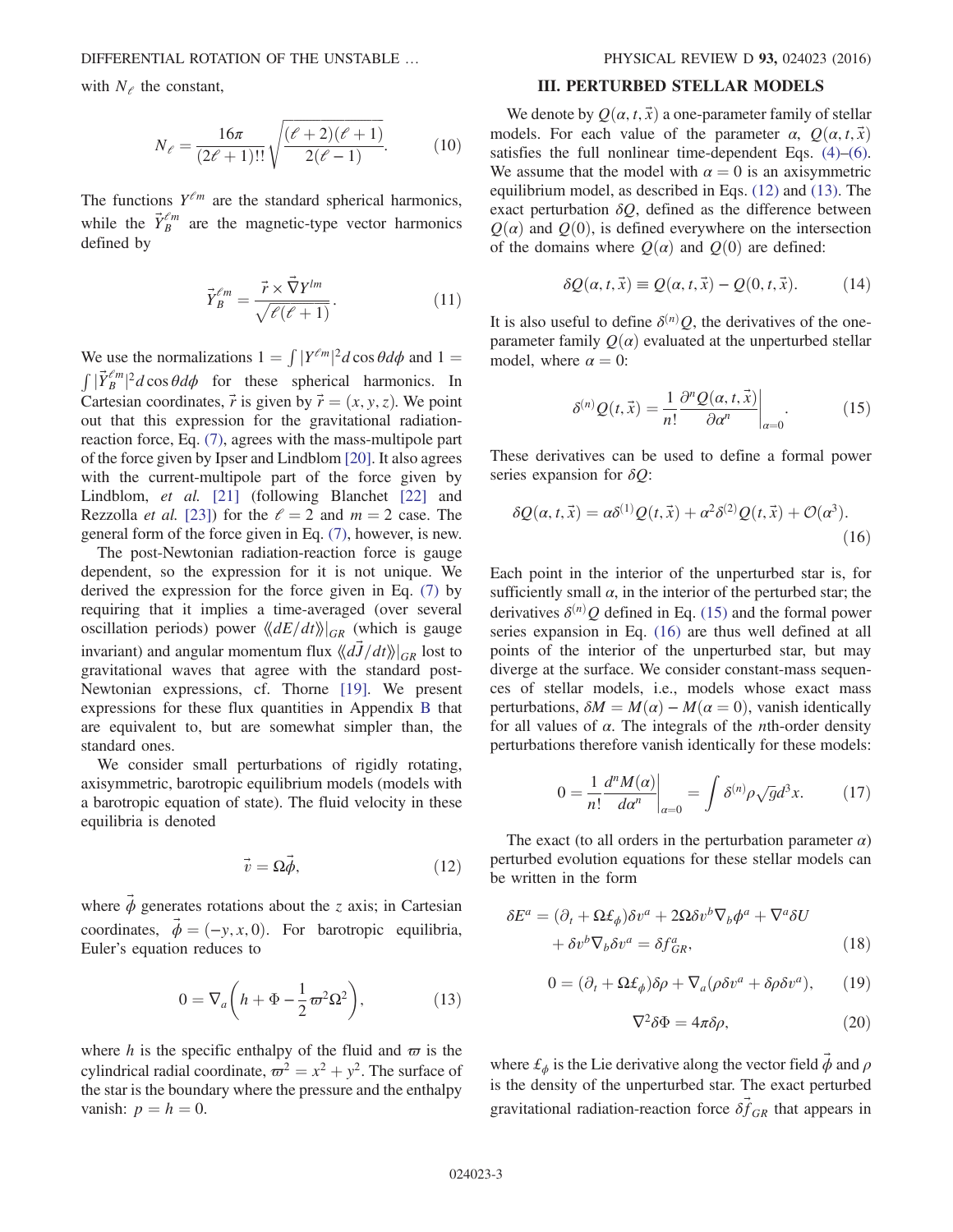with $N_\ell$ the constant,

$$N_\ell = \frac{16\pi}{(2\ell+1)!!}\sqrt{\frac{(\ell+2)(\ell+1)}{2(\ell-1)}}. \tag{10}$$

The functions $Y^{\ell m}$ are the standard spherical harmonics, while the $\vec{Y}_B^{\ell m}$ are the magnetic-type vector harmonics defined by

$$\vec{Y}_B^{\ell m} = \frac{\vec{r}\times\vec{\nabla}Y^{lm}}{\sqrt{\ell(\ell+1)}}. \tag{11}$$

We use the normalizations $1 = \int |Y^{\ell m}|^2 d\cos\theta d\phi$ and $1 = \int |\vec{Y}_B^{\ell m}|^2 d\cos\theta d\phi$ for these spherical harmonics. In Cartesian coordinates, $\vec{r}$ is given by $\vec{r} = (x, y, z)$. We point out that this expression for the gravitational radiation-reaction force, Eq. (7), agrees with the mass-multipole part of the force given by Ipser and Lindblom [20]. It also agrees with the current-multipole part of the force given by Lindblom, *et al.* [21] (following Blanchet [22] and Rezzolla *et al.* [23]) for the $\ell = 2$ and $m = 2$ case. The general form of the force given in Eq. (7), however, is new.

The post-Newtonian radiation-reaction force is gauge dependent, so the expression for it is not unique. We derived the expression for the force given in Eq. (7) by requiring that it implies a time-averaged (over several oscillation periods) power $\langle\langle dE/dt\rangle\rangle|_{GR}$ (which is gauge invariant) and angular momentum flux $\langle\langle d\vec{J}/dt\rangle\rangle|_{GR}$ lost to gravitational waves that agree with the standard post-Newtonian expressions, cf. Thorne [19]. We present expressions for these flux quantities in Appendix B that are equivalent to, but are somewhat simpler than, the standard ones.

We consider small perturbations of rigidly rotating, axisymmetric, barotropic equilibrium models (models with a barotropic equation of state). The fluid velocity in these equilibria is denoted

$$\vec{v} = \Omega\vec{\phi}, \tag{12}$$

where $\vec{\phi}$ generates rotations about the $z$ axis; in Cartesian coordinates, $\vec{\phi} = (-y, x, 0)$. For barotropic equilibria, Euler's equation reduces to

$$0 = \nabla_a\left(h + \Phi - \frac{1}{2}\varpi^2\Omega^2\right), \tag{13}$$

where $h$ is the specific enthalpy of the fluid and $\varpi$ is the cylindrical radial coordinate, $\varpi^2 = x^2 + y^2$. The surface of the star is the boundary where the pressure and the enthalpy vanish: $p = h = 0$.

## III. PERTURBED STELLAR MODELS

We denote by $Q(\alpha, t, \vec{x})$ a one-parameter family of stellar models. For each value of the parameter $\alpha$, $Q(\alpha, t, \vec{x})$ satisfies the full nonlinear time-dependent Eqs. (4)–(6). We assume that the model with $\alpha = 0$ is an axisymmetric equilibrium model, as described in Eqs. (12) and (13). The exact perturbation $\delta Q$, defined as the difference between $Q(\alpha)$ and $Q(0)$, is defined everywhere on the intersection of the domains where $Q(\alpha)$ and $Q(0)$ are defined:

$$\delta Q(\alpha, t, \vec{x}) \equiv Q(\alpha, t, \vec{x}) - Q(0, t, \vec{x}). \tag{14}$$

It is also useful to define $\delta^{(n)}Q$, the derivatives of the one-parameter family $Q(\alpha)$ evaluated at the unperturbed stellar model, where $\alpha = 0$:

$$\delta^{(n)}Q(t, \vec{x}) = \frac{1}{n!}\frac{\partial^n Q(\alpha, t, \vec{x})}{\partial\alpha^n}\bigg|_{\alpha=0}. \tag{15}$$

These derivatives can be used to define a formal power series expansion for $\delta Q$:

$$\delta Q(\alpha, t, \vec{x}) = \alpha\delta^{(1)}Q(t, \vec{x}) + \alpha^2\delta^{(2)}Q(t, \vec{x}) + \mathcal{O}(\alpha^3). \tag{16}$$

Each point in the interior of the unperturbed star is, for sufficiently small $\alpha$, in the interior of the perturbed star; the derivatives $\delta^{(n)}Q$ defined in Eq. (15) and the formal power series expansion in Eq. (16) are thus well defined at all points of the interior of the unperturbed star, but may diverge at the surface. We consider constant-mass sequences of stellar models, i.e., models whose exact mass perturbations, $\delta M = M(\alpha) - M(\alpha = 0)$, vanish identically for all values of $\alpha$. The integrals of the $n$th-order density perturbations therefore vanish identically for these models:

$$0 = \frac{1}{n!}\frac{d^n M(\alpha)}{d\alpha^n}\bigg|_{\alpha=0} = \int \delta^{(n)}\rho\sqrt{g}d^3x. \tag{17}$$

The exact (to all orders in the perturbation parameter $\alpha$) perturbed evolution equations for these stellar models can be written in the form

$$\delta E^a = (\partial_t + \Omega\pounds_\phi)\delta v^a + 2\Omega\delta v^b\nabla_b\phi^a + \nabla^a\delta U + \delta v^b\nabla_b\delta v^a = \delta f^a_{GR}, \tag{18}$$

$$0 = (\partial_t + \Omega\pounds_\phi)\delta\rho + \nabla_a(\rho\delta v^a + \delta\rho\delta v^a), \tag{19}$$

$$\nabla^2\delta\Phi = 4\pi\delta\rho, \tag{20}$$

where $\pounds_\phi$ is the Lie derivative along the vector field $\vec{\phi}$ and $\rho$ is the density of the unperturbed star. The exact perturbed gravitational radiation-reaction force $\delta\vec{f}_{GR}$ that appears in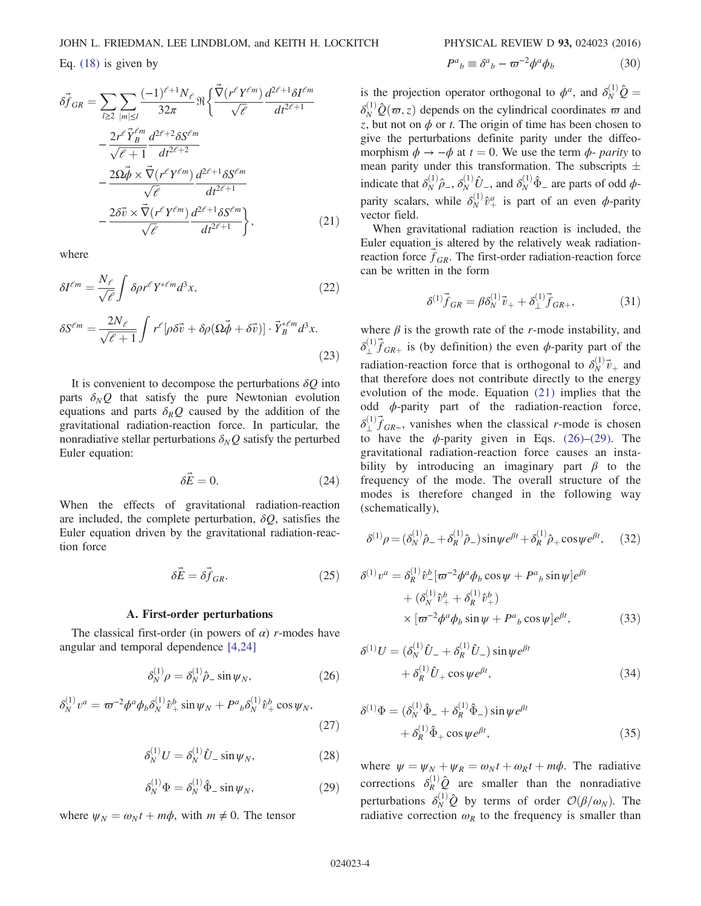Eq. (18) is given by

$$\delta\vec{f}_{GR} = \sum_{l\geq 2}\sum_{|m|\leq l} \frac{(-1)^{\ell+1}N_\ell}{32\pi} \Re\left\{ \frac{\vec{\nabla}(r^\ell Y^{\ell m})}{\sqrt{\ell}} \frac{d^{2\ell+1}\delta I^{\ell m}}{dt^{2\ell+1}} - \frac{2r^\ell \vec{Y}_B^{\ell m}}{\sqrt{\ell+1}} \frac{d^{2\ell+2}\delta S^{\ell m}}{dt^{2\ell+2}} - \frac{2\Omega\vec{\phi}\times\vec{\nabla}(r^\ell Y^{\ell m})}{\sqrt{\ell}} \frac{d^{2\ell+1}\delta S^{\ell m}}{dt^{2\ell+1}} - \frac{2\delta\vec{v}\times\vec{\nabla}(r^\ell Y^{\ell m})}{\sqrt{\ell}} \frac{d^{2\ell+1}\delta S^{\ell m}}{dt^{2\ell+1}} \right\}, \tag{21}$$

where

$$\delta I^{\ell m} = \frac{N_\ell}{\sqrt{\ell}} \int \delta\rho r^\ell Y^{*\ell m} d^3x, \tag{22}$$

$$\delta S^{\ell m} = \frac{2N_\ell}{\sqrt{\ell+1}} \int r^\ell [\rho\delta\vec{v} + \delta\rho(\Omega\vec{\phi} + \delta\vec{v})] \cdot \vec{Y}_B^{*\ell m} d^3x. \tag{23}$$

It is convenient to decompose the perturbations $\delta Q$ into parts $\delta_N Q$ that satisfy the pure Newtonian evolution equations and parts $\delta_R Q$ caused by the addition of the gravitational radiation-reaction force. In particular, the nonradiative stellar perturbations $\delta_N Q$ satisfy the perturbed Euler equation:

$$\delta\vec{E} = 0. \tag{24}$$

When the effects of gravitational radiation-reaction are included, the complete perturbation, $\delta Q$, satisfies the Euler equation driven by the gravitational radiation-reaction force

$$\delta\vec{E} = \delta\vec{f}_{GR}. \tag{25}$$

### A. First-order perturbations

The classical first-order (in powers of $\alpha$) $r$-modes have angular and temporal dependence [4,24]

$$\delta_N^{(1)}\rho = \delta_N^{(1)}\hat{\rho}_- \sin\psi_N, \tag{26}$$

$$\delta_N^{(1)} v^a = \varpi^{-2}\phi^a\phi_b\delta_N^{(1)}\hat{v}_+^b \sin\psi_N + P^a{}_b\delta_N^{(1)}\hat{v}_+^b\cos\psi_N, \tag{27}$$

$$\delta_N^{(1)}U = \delta_N^{(1)}\hat{U}_- \sin\psi_N, \tag{28}$$

$$\delta_N^{(1)}\Phi = \delta_N^{(1)}\hat{\Phi}_- \sin\psi_N, \tag{29}$$

where $\psi_N = \omega_N t + m\phi$, with $m \neq 0$. The tensor

$$P^a{}_b \equiv \delta^a{}_b - \varpi^{-2}\phi^a\phi_b \tag{30}$$

is the projection operator orthogonal to $\phi^a$, and $\delta_N^{(1)}\hat{Q} = \delta_N^{(1)}\hat{Q}(\varpi, z)$ depends on the cylindrical coordinates $\varpi$ and $z$, but not on $\phi$ or $t$. The origin of time has been chosen to give the perturbations definite parity under the diffeomorphism $\phi \to -\phi$ at $t = 0$. We use the term *$\phi$- parity* to mean parity under this transformation. The subscripts $\pm$ indicate that $\delta_N^{(1)}\hat{\rho}_-$, $\delta_N^{(1)}\hat{U}_-$, and $\delta_N^{(1)}\hat{\Phi}_-$ are parts of odd $\phi$-parity scalars, while $\delta_N^{(1)}\hat{v}_+^a$ is part of an even $\phi$-parity vector field.

When gravitational radiation reaction is included, the Euler equation is altered by the relatively weak radiation-reaction force $\vec{f}_{GR}$. The first-order radiation-reaction force can be written in the form

$$\delta^{(1)}\vec{f}_{GR} = \beta\delta_N^{(1)}\vec{v}_+ + \delta_\perp^{(1)}\vec{f}_{GR+}, \tag{31}$$

where $\beta$ is the growth rate of the $r$-mode instability, and $\delta_\perp^{(1)}\vec{f}_{GR+}$ is (by definition) the even $\phi$-parity part of the radiation-reaction force that is orthogonal to $\delta_N^{(1)}\vec{v}_+$ and that therefore does not contribute directly to the energy evolution of the mode. Equation (21) implies that the odd $\phi$-parity part of the radiation-reaction force, $\delta_\perp^{(1)}\vec{f}_{GR-}$, vanishes when the classical $r$-mode is chosen to have the $\phi$-parity given in Eqs. (26)–(29). The gravitational radiation-reaction force causes an instability by introducing an imaginary part $\beta$ to the frequency of the mode. The overall structure of the modes is therefore changed in the following way (schematically),

$$\delta^{(1)}\rho = (\delta_N^{(1)}\hat{\rho}_- + \delta_R^{(1)}\hat{\rho}_-)\sin\psi e^{\beta t} + \delta_R^{(1)}\hat{\rho}_+\cos\psi e^{\beta t}, \tag{32}$$

$$\delta^{(1)}v^a = \delta_R^{(1)}\hat{v}_-^b[\varpi^{-2}\phi^a\phi_b\cos\psi + P^a{}_b\sin\psi]e^{\beta t} + (\delta_N^{(1)}\hat{v}_+^b + \delta_R^{(1)}\hat{v}_+^b) \times [\varpi^{-2}\phi^a\phi_b\sin\psi + P^a{}_b\cos\psi]e^{\beta t}, \tag{33}$$

$$\delta^{(1)}U = (\delta_N^{(1)}\hat{U}_- + \delta_R^{(1)}\hat{U}_-)\sin\psi e^{\beta t} + \delta_R^{(1)}\hat{U}_+\cos\psi e^{\beta t}, \tag{34}$$

$$\delta^{(1)}\Phi = (\delta_N^{(1)}\hat{\Phi}_- + \delta_R^{(1)}\hat{\Phi}_-)\sin\psi e^{\beta t} + \delta_R^{(1)}\hat{\Phi}_+\cos\psi e^{\beta t}, \tag{35}$$

where $\psi = \psi_N + \psi_R = \omega_N t + \omega_R t + m\phi$. The radiative corrections $\delta_R^{(1)}\hat{Q}$ are smaller than the nonradiative perturbations $\delta_N^{(1)}\hat{Q}$ by terms of order $\mathcal{O}(\beta/\omega_N)$. The radiative correction $\omega_R$ to the frequency is smaller than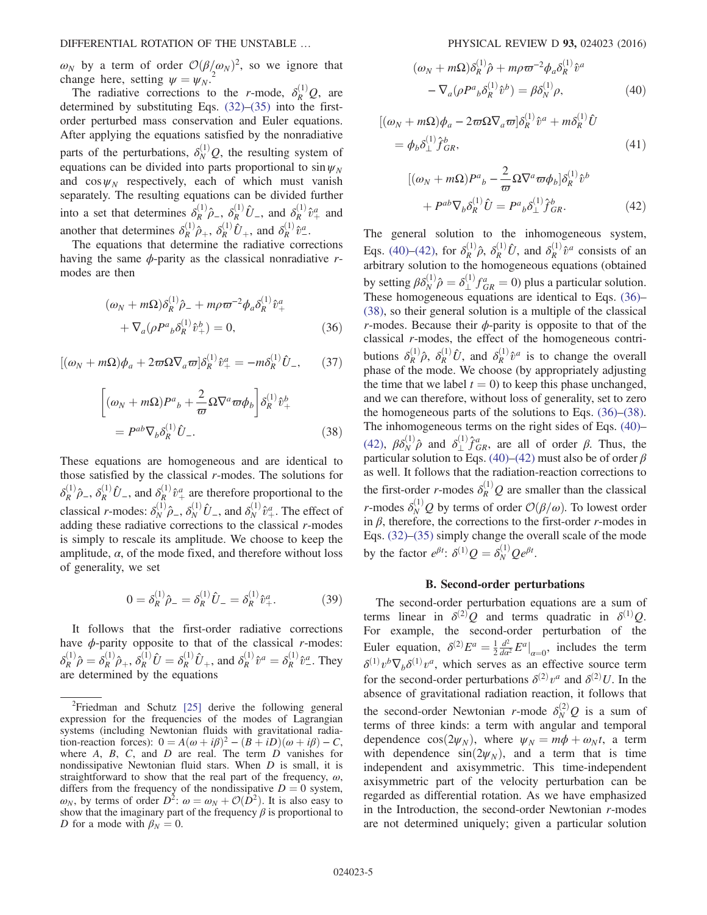$\omega_N$ by a term of order $\mathcal{O}(\beta/\omega_N)^2$, so we ignore that change here, setting $\psi = \psi_N$.[2]

The radiative corrections to the $r$-mode, $\delta_R^{(1)}Q$, are determined by substituting Eqs. (32)–(35) into the first-order perturbed mass conservation and Euler equations. After applying the equations satisfied by the nonradiative parts of the perturbations, $\delta_N^{(1)}Q$, the resulting system of equations can be divided into parts proportional to $\sin\psi_N$ and $\cos\psi_N$ respectively, each of which must vanish separately. The resulting equations can be divided further into a set that determines $\delta_R^{(1)}\hat\rho_-$, $\delta_R^{(1)}\hat U_-$, and $\delta_R^{(1)}\hat v_+^a$ and another that determines $\delta_R^{(1)}\hat\rho_+$, $\delta_R^{(1)}\hat U_+$, and $\delta_R^{(1)}\hat v_-^a$.

The equations that determine the radiative corrections having the same $\phi$-parity as the classical nonradiative $r$-modes are then

$$(\omega_N + m\Omega)\delta_R^{(1)}\hat\rho_- + m\rho\varpi^{-2}\phi_a\delta_R^{(1)}\hat v_+^a + \nabla_a(\rho P^a{}_b\delta_R^{(1)}\hat v_+^b) = 0, \tag{36}$$

$$[(\omega_N + m\Omega)\phi_a + 2\varpi\Omega\nabla_a\varpi]\delta_R^{(1)}\hat v_+^a = -m\delta_R^{(1)}\hat U_-, \tag{37}$$

$$\left[(\omega_N + m\Omega)P^a{}_b + \frac{2}{\varpi}\Omega\nabla^a\varpi\phi_b\right]\delta_R^{(1)}\hat v_+^b = P^{ab}\nabla_b\delta_R^{(1)}\hat U_-. \tag{38}$$

These equations are homogeneous and are identical to those satisfied by the classical $r$-modes. The solutions for $\delta_R^{(1)}\hat\rho_-$, $\delta_R^{(1)}\hat U_-$, and $\delta_R^{(1)}\hat v_+^a$ are therefore proportional to the classical $r$-modes: $\delta_N^{(1)}\hat\rho_-$, $\delta_N^{(1)}\hat U_-$, and $\delta_N^{(1)}\hat v_+^a$. The effect of adding these radiative corrections to the classical $r$-modes is simply to rescale its amplitude. We choose to keep the amplitude, $\alpha$, of the mode fixed, and therefore without loss of generality, we set

$$0 = \delta_R^{(1)}\hat\rho_- = \delta_R^{(1)}\hat U_- = \delta_R^{(1)}\hat v_+^a. \tag{39}$$

It follows that the first-order radiative corrections have $\phi$-parity opposite to that of the classical $r$-modes: $\delta_R^{(1)}\hat\rho = \delta_R^{(1)}\hat\rho_+$, $\delta_R^{(1)}\hat U = \delta_R^{(1)}\hat U_+$, and $\delta_R^{(1)}\hat v^a = \delta_R^{(1)}\hat v_-^a$. They are determined by the equations

$$(\omega_N + m\Omega)\delta_R^{(1)}\hat\rho + m\rho\varpi^{-2}\phi_a\delta_R^{(1)}\hat v^a - \nabla_a(\rho P^a{}_b\delta_R^{(1)}\hat v^b) = \beta\delta_N^{(1)}\rho, \tag{40}$$

$$[(\omega_N + m\Omega)\phi_a - 2\varpi\Omega\nabla_a\varpi]\delta_R^{(1)}\hat v^a + m\delta_R^{(1)}\hat U = \phi_b\delta_\perp^{(1)}\hat f_{GR}^b, \tag{41}$$

$$[(\omega_N + m\Omega)P^a{}_b - \frac{2}{\varpi}\Omega\nabla^a\varpi\phi_b]\delta_R^{(1)}\hat v^b + P^{ab}\nabla_b\delta_R^{(1)}\hat U = P^a{}_b\delta_\perp^{(1)}\hat f_{GR}^b. \tag{42}$$

The general solution to the inhomogeneous system, Eqs. (40)–(42), for $\delta_R^{(1)}\hat\rho$, $\delta_R^{(1)}\hat U$, and $\delta_R^{(1)}\hat v^a$ consists of an arbitrary solution to the homogeneous equations (obtained by setting $\beta\delta_N^{(1)}\hat\rho = \delta_\perp^{(1)}f_{GR}^a = 0$) plus a particular solution. These homogeneous equations are identical to Eqs. (36)–(38), so their general solution is a multiple of the classical $r$-modes. Because their $\phi$-parity is opposite to that of the classical $r$-modes, the effect of the homogeneous contributions $\delta_R^{(1)}\hat\rho$, $\delta_R^{(1)}\hat U$, and $\delta_R^{(1)}\hat v^a$ is to change the overall phase of the mode. We choose (by appropriately adjusting the time that we label $t = 0$) to keep this phase unchanged, and we can therefore, without loss of generality, set to zero the homogeneous parts of the solutions to Eqs. (36)–(38). The inhomogeneous terms on the right sides of Eqs. (40)–(42), $\beta\delta_N^{(1)}\hat\rho$ and $\delta_\perp^{(1)}\hat f_{GR}^a$, are all of order $\beta$. Thus, the particular solution to Eqs. (40)–(42) must also be of order $\beta$ as well. It follows that the radiation-reaction corrections to the first-order $r$-modes $\delta_R^{(1)}Q$ are smaller than the classical $r$-modes $\delta_N^{(1)}Q$ by terms of order $\mathcal{O}(\beta/\omega)$. To lowest order in $\beta$, therefore, the corrections to the first-order $r$-modes in Eqs. (32)–(35) simply change the overall scale of the mode by the factor $e^{\beta t}$: $\delta^{(1)}Q = \delta_N^{(1)}Qe^{\beta t}$.

### B. Second-order perturbations

The second-order perturbation equations are a sum of terms linear in $\delta^{(2)}Q$ and terms quadratic in $\delta^{(1)}Q$. For example, the second-order perturbation of the Euler equation, $\delta^{(2)}E^a = \frac{1}{2}\frac{d^2}{d\alpha^2}E^a\big|_{\alpha=0}$, includes the term $\delta^{(1)}v^b\nabla_b\delta^{(1)}v^a$, which serves as an effective source term for the second-order perturbations $\delta^{(2)}v^a$ and $\delta^{(2)}U$. In the absence of gravitational radiation reaction, it follows that the second-order Newtonian $r$-mode $\delta_N^{(2)}Q$ is a sum of terms of three kinds: a term with angular and temporal dependence $\cos(2\psi_N)$, where $\psi_N = m\phi + \omega_N t$, a term with dependence $\sin(2\psi_N)$, and a term that is time independent and axisymmetric. This time-independent axisymmetric part of the velocity perturbation can be regarded as differential rotation. As we have emphasized in the Introduction, the second-order Newtonian $r$-modes are not determined uniquely; given a particular solution

[2] Friedman and Schutz [25] derive the following general expression for the frequencies of the modes of Lagrangian systems (including Newtonian fluids with gravitational radiation-reaction forces): $0 = A(\omega + i\beta)^2 - (B + iD)(\omega + i\beta) - C$, where $A$, $B$, $C$, and $D$ are real. The term $D$ vanishes for nondissipative Newtonian fluid stars. When $D$ is small, it is straightforward to show that the real part of the frequency, $\omega$, differs from the frequency of the nondissipative $D = 0$ system, $\omega_N$, by terms of order $D^2$: $\omega = \omega_N + \mathcal{O}(D^2)$. It is also easy to show that the imaginary part of the frequency $\beta$ is proportional to $D$ for a mode with $\beta_N = 0$.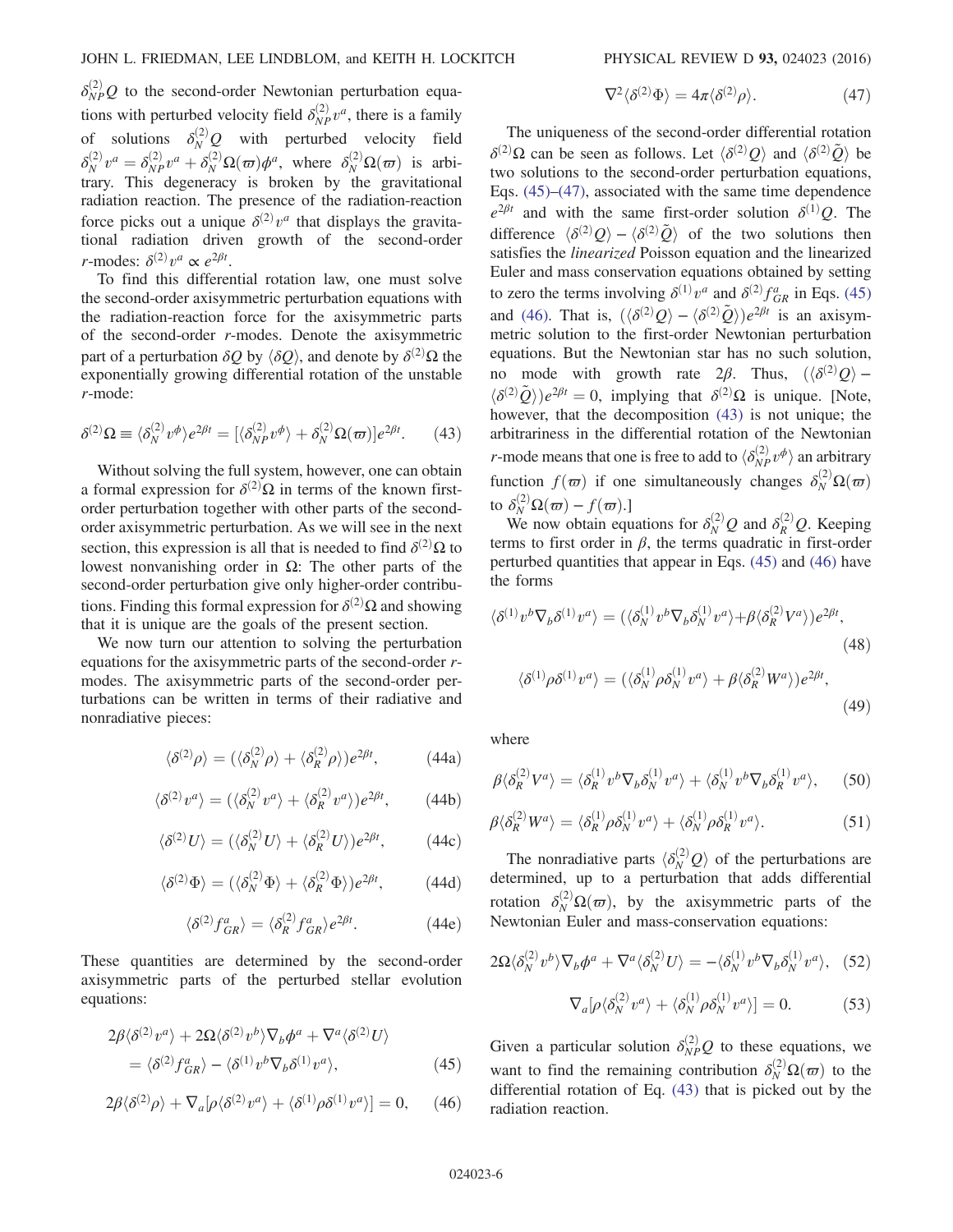$\delta^{(2)}_{NP}Q$ to the second-order Newtonian perturbation equations with perturbed velocity field $\delta^{(2)}_{NP}v^a$, there is a family of solutions $\delta^{(2)}_N Q$ with perturbed velocity field $\delta^{(2)}_N v^a = \delta^{(2)}_{NP}v^a + \delta^{(2)}_N\Omega(\varpi)\phi^a$, where $\delta^{(2)}_N\Omega(\varpi)$ is arbitrary. This degeneracy is broken by the gravitational radiation reaction. The presence of the radiation-reaction force picks out a unique $\delta^{(2)}v^a$ that displays the gravitational radiation driven growth of the second-order $r$-modes: $\delta^{(2)}v^a \propto e^{2\beta t}$.

To find this differential rotation law, one must solve the second-order axisymmetric perturbation equations with the radiation-reaction force for the axisymmetric parts of the second-order $r$-modes. Denote the axisymmetric part of a perturbation $\delta Q$ by $\langle \delta Q\rangle$, and denote by $\delta^{(2)}\Omega$ the exponentially growing differential rotation of the unstable $r$-mode:

$$\delta^{(2)}\Omega \equiv \langle \delta^{(2)}_N v^\phi\rangle e^{2\beta t} = [\langle \delta^{(2)}_{NP}v^\phi\rangle + \delta^{(2)}_N\Omega(\varpi)]e^{2\beta t}. \tag{43}$$

Without solving the full system, however, one can obtain a formal expression for $\delta^{(2)}\Omega$ in terms of the known first-order perturbation together with other parts of the second-order axisymmetric perturbation. As we will see in the next section, this expression is all that is needed to find $\delta^{(2)}\Omega$ to lowest nonvanishing order in $\Omega$: The other parts of the second-order perturbation give only higher-order contributions. Finding this formal expression for $\delta^{(2)}\Omega$ and showing that it is unique are the goals of the present section.

We now turn our attention to solving the perturbation equations for the axisymmetric parts of the second-order $r$-modes. The axisymmetric parts of the second-order perturbations can be written in terms of their radiative and nonradiative pieces:

$$\langle \delta^{(2)}\rho\rangle = (\langle \delta^{(2)}_N\rho\rangle + \langle \delta^{(2)}_R\rho\rangle)e^{2\beta t}, \tag{44a}$$

$$\langle \delta^{(2)}v^a\rangle = (\langle \delta^{(2)}_N v^a\rangle + \langle \delta^{(2)}_R v^a\rangle)e^{2\beta t}, \tag{44b}$$

$$\langle \delta^{(2)}U\rangle = (\langle \delta^{(2)}_N U\rangle + \langle \delta^{(2)}_R U\rangle)e^{2\beta t}, \tag{44c}$$

$$\langle \delta^{(2)}\Phi\rangle = (\langle \delta^{(2)}_N \Phi\rangle + \langle \delta^{(2)}_R \Phi\rangle)e^{2\beta t}, \tag{44d}$$

$$\langle \delta^{(2)}f^a_{GR}\rangle = \langle \delta^{(2)}_R f^a_{GR}\rangle e^{2\beta t}. \tag{44e}$$

These quantities are determined by the second-order axisymmetric parts of the perturbed stellar evolution equations:

$$2\beta\langle \delta^{(2)}v^a\rangle + 2\Omega\langle \delta^{(2)}v^b\rangle\nabla_b\phi^a + \nabla^a\langle \delta^{(2)}U\rangle = \langle \delta^{(2)}f^a_{GR}\rangle - \langle \delta^{(1)}v^b\nabla_b\delta^{(1)}v^a\rangle, \tag{45}$$

$$2\beta\langle \delta^{(2)}\rho\rangle + \nabla_a[\rho\langle \delta^{(2)}v^a\rangle + \langle \delta^{(1)}\rho\delta^{(1)}v^a\rangle] = 0, \tag{46}$$

$$\nabla^2\langle \delta^{(2)}\Phi\rangle = 4\pi\langle \delta^{(2)}\rho\rangle. \tag{47}$$

The uniqueness of the second-order differential rotation $\delta^{(2)}\Omega$ can be seen as follows. Let $\langle \delta^{(2)}Q\rangle$ and $\langle \delta^{(2)}\tilde{Q}\rangle$ be two solutions to the second-order perturbation equations, Eqs. (45)–(47), associated with the same time dependence $e^{2\beta t}$ and with the same first-order solution $\delta^{(1)}Q$. The difference $\langle \delta^{(2)}Q\rangle - \langle \delta^{(2)}\tilde{Q}\rangle$ of the two solutions then satisfies the *linearized* Poisson equation and the linearized Euler and mass conservation equations obtained by setting to zero the terms involving $\delta^{(1)}v^a$ and $\delta^{(2)}f^a_{GR}$ in Eqs. (45) and (46). That is, $(\langle \delta^{(2)}Q\rangle - \langle \delta^{(2)}\tilde{Q}\rangle)e^{2\beta t}$ is an axisymmetric solution to the first-order Newtonian perturbation equations. But the Newtonian star has no such solution, no mode with growth rate $2\beta$. Thus, $(\langle \delta^{(2)}Q\rangle - \langle \delta^{(2)}\tilde{Q}\rangle)e^{2\beta t} = 0$, implying that $\delta^{(2)}\Omega$ is unique. [Note, however, that the decomposition (43) is not unique; the arbitrariness in the differential rotation of the Newtonian $r$-mode means that one is free to add to $\langle \delta^{(2)}_{NP}v^\phi\rangle$ an arbitrary function $f(\varpi)$ if one simultaneously changes $\delta^{(2)}_N\Omega(\varpi)$ to $\delta^{(2)}_N\Omega(\varpi) - f(\varpi)$.]

We now obtain equations for $\delta^{(2)}_N Q$ and $\delta^{(2)}_R Q$. Keeping terms to first order in $\beta$, the terms quadratic in first-order perturbed quantities that appear in Eqs. (45) and (46) have the forms

$$\langle \delta^{(1)}v^b\nabla_b\delta^{(1)}v^a\rangle = (\langle \delta^{(1)}_N v^b\nabla_b\delta^{(1)}_N v^a\rangle + \beta\langle \delta^{(2)}_R V^a\rangle)e^{2\beta t}, \tag{48}$$

$$\langle \delta^{(1)}\rho\delta^{(1)}v^a\rangle = (\langle \delta^{(1)}_N\rho\delta^{(1)}_N v^a\rangle + \beta\langle \delta^{(2)}_R W^a\rangle)e^{2\beta t}, \tag{49}$$

where

$$\beta\langle \delta^{(2)}_R V^a\rangle = \langle \delta^{(1)}_R v^b\nabla_b\delta^{(1)}_N v^a\rangle + \langle \delta^{(1)}_N v^b\nabla_b\delta^{(1)}_R v^a\rangle, \tag{50}$$

$$\beta\langle \delta^{(2)}_R W^a\rangle = \langle \delta^{(1)}_R\rho\delta^{(1)}_N v^a\rangle + \langle \delta^{(1)}_N\rho\delta^{(1)}_R v^a\rangle. \tag{51}$$

The nonradiative parts $\langle \delta^{(2)}_N Q\rangle$ of the perturbations are determined, up to a perturbation that adds differential rotation $\delta^{(2)}_N\Omega(\varpi)$, by the axisymmetric parts of the Newtonian Euler and mass-conservation equations:

$$2\Omega\langle \delta^{(2)}_N v^b\rangle\nabla_b\phi^a + \nabla^a\langle \delta^{(2)}_N U\rangle = -\langle \delta^{(1)}_N v^b\nabla_b\delta^{(1)}_N v^a\rangle, \tag{52}$$

$$\nabla_a[\rho\langle \delta^{(2)}_N v^a\rangle + \langle \delta^{(1)}_N\rho\delta^{(1)}_N v^a\rangle] = 0. \tag{53}$$

Given a particular solution $\delta^{(2)}_{NP}Q$ to these equations, we want to find the remaining contribution $\delta^{(2)}_N\Omega(\varpi)$ to the differential rotation of Eq. (43) that is picked out by the radiation reaction.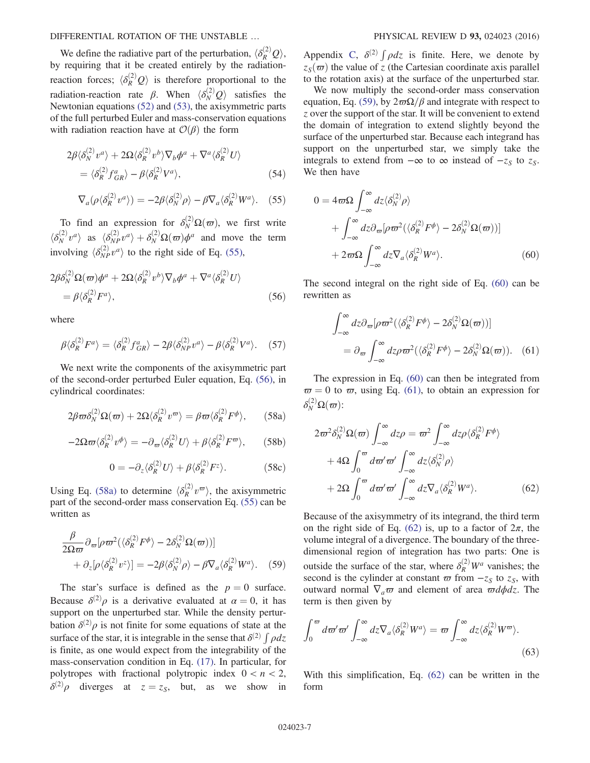We define the radiative part of the perturbation, $\langle\delta_R^{(2)} Q\rangle$, by requiring that it be created entirely by the radiation-reaction forces; $\langle\delta_R^{(2)} Q\rangle$ is therefore proportional to the radiation-reaction rate $\beta$. When $\langle\delta_N^{(2)} Q\rangle$ satisfies the Newtonian equations (52) and (53), the axisymmetric parts of the full perturbed Euler and mass-conservation equations with radiation reaction have at $\mathcal{O}(\beta)$ the form

$$2\beta\langle\delta_N^{(2)} v^a\rangle + 2\Omega\langle\delta_R^{(2)} v^b\rangle\nabla_b\phi^a + \nabla^a\langle\delta_R^{(2)} U\rangle = \langle\delta_R^{(2)} f_{GR}^a\rangle - \beta\langle\delta_R^{(2)} V^a\rangle, \tag{54}$$

$$\nabla_a(\rho\langle\delta_R^{(2)} v^a\rangle) = -2\beta\langle\delta_N^{(2)}\rho\rangle - \beta\nabla_a\langle\delta_R^{(2)} W^a\rangle. \tag{55}$$

To find an expression for $\delta_N^{(2)}\Omega(\varpi)$, we first write $\langle\delta_N^{(2)} v^a\rangle$ as $\langle\delta_{NP}^{(2)} v^a\rangle + \delta_N^{(2)}\Omega(\varpi)\phi^a$ and move the term involving $\langle\delta_{NP}^{(2)} v^a\rangle$ to the right side of Eq. (55),

$$2\beta\delta_N^{(2)}\Omega(\varpi)\phi^a + 2\Omega\langle\delta_R^{(2)} v^b\rangle\nabla_b\phi^a + \nabla^a\langle\delta_R^{(2)} U\rangle = \beta\langle\delta_R^{(2)} F^a\rangle, \tag{56}$$

where

$$\beta\langle\delta_R^{(2)} F^a\rangle = \langle\delta_R^{(2)} f_{GR}^a\rangle - 2\beta\langle\delta_{NP}^{(2)} v^a\rangle - \beta\langle\delta_R^{(2)} V^a\rangle. \tag{57}$$

We next write the components of the axisymmetric part of the second-order perturbed Euler equation, Eq. (56), in cylindrical coordinates:

$$2\beta\varpi\delta_N^{(2)}\Omega(\varpi) + 2\Omega\langle\delta_R^{(2)} v^\varpi\rangle = \beta\varpi\langle\delta_R^{(2)} F^\phi\rangle, \tag{58a}$$

$$-2\Omega\varpi\langle\delta_R^{(2)} v^\phi\rangle = -\partial_\varpi\langle\delta_R^{(2)} U\rangle + \beta\langle\delta_R^{(2)} F^\varpi\rangle, \tag{58b}$$

$$0 = -\partial_z\langle\delta_R^{(2)} U\rangle + \beta\langle\delta_R^{(2)} F^z\rangle. \tag{58c}$$

Using Eq. (58a) to determine $\langle\delta_R^{(2)} v^\varpi\rangle$, the axisymmetric part of the second-order mass conservation Eq. (55) can be written as

$$\frac{\beta}{2\Omega\varpi}\partial_\varpi[\rho\varpi^2(\langle\delta_R^{(2)} F^\phi\rangle - 2\delta_N^{(2)}\Omega(\varpi))] + \partial_z[\rho\langle\delta_R^{(2)} v^z\rangle] = -2\beta\langle\delta_N^{(2)}\rho\rangle - \beta\nabla_a\langle\delta_R^{(2)} W^a\rangle. \tag{59}$$

The star's surface is defined as the $p=0$ surface. Because $\delta^{(2)}\rho$ is a derivative evaluated at $\alpha=0$, it has support on the unperturbed star. While the density perturbation $\delta^{(2)}\rho$ is not finite for some equations of state at the surface of the star, it is integrable in the sense that $\delta^{(2)}\int\rho dz$ is finite, as one would expect from the integrability of the mass-conservation condition in Eq. (17). In particular, for polytropes with fractional polytropic index $0<n<2$, $\delta^{(2)}\rho$ diverges at $z=z_S$, but, as we show in Appendix C, $\delta^{(2)}\int\rho dz$ is finite. Here, we denote by $z_S(\varpi)$ the value of $z$ (the Cartesian coordinate axis parallel to the rotation axis) at the surface of the unperturbed star.

We now multiply the second-order mass conservation equation, Eq. (59), by $2\varpi\Omega/\beta$ and integrate with respect to $z$ over the support of the star. It will be convenient to extend the domain of integration to extend slightly beyond the surface of the unperturbed star. Because each integrand has support on the unperturbed star, we simply take the integrals to extend from $-\infty$ to $\infty$ instead of $-z_S$ to $z_S$. We then have

$$0 = 4\varpi\Omega\int_{-\infty}^{\infty} dz\langle\delta_N^{(2)}\rho\rangle + \int_{-\infty}^{\infty} dz\partial_\varpi[\rho\varpi^2(\langle\delta_R^{(2)} F^\phi\rangle - 2\delta_N^{(2)}\Omega(\varpi))] + 2\varpi\Omega\int_{-\infty}^{\infty} dz\nabla_a\langle\delta_R^{(2)} W^a\rangle. \tag{60}$$

The second integral on the right side of Eq. (60) can be rewritten as

$$\int_{-\infty}^{\infty} dz\partial_\varpi[\rho\varpi^2(\langle\delta_R^{(2)} F^\phi\rangle - 2\delta_N^{(2)}\Omega(\varpi))] = \partial_\varpi\int_{-\infty}^{\infty} dz\rho\varpi^2(\langle\delta_R^{(2)} F^\phi\rangle - 2\delta_N^{(2)}\Omega(\varpi)). \tag{61}$$

The expression in Eq. (60) can then be integrated from $\varpi=0$ to $\varpi$, using Eq. (61), to obtain an expression for $\delta_N^{(2)}\Omega(\varpi)$:

$$2\varpi^2\delta_N^{(2)}\Omega(\varpi)\int_{-\infty}^{\infty} dz\rho = \varpi^2\int_{-\infty}^{\infty} dz\rho\langle\delta_R^{(2)} F^\phi\rangle + 4\Omega\int_0^\varpi d\varpi'\varpi'\int_{-\infty}^{\infty} dz\langle\delta_N^{(2)}\rho\rangle + 2\Omega\int_0^\varpi d\varpi'\varpi'\int_{-\infty}^{\infty} dz\nabla_a\langle\delta_R^{(2)} W^a\rangle. \tag{62}$$

Because of the axisymmetry of its integrand, the third term on the right side of Eq. (62) is, up to a factor of $2\pi$, the volume integral of a divergence. The boundary of the three-dimensional region of integration has two parts: One is outside the surface of the star, where $\delta_R^{(2)} W^a$ vanishes; the second is the cylinder at constant $\varpi$ from $-z_S$ to $z_S$, with outward normal $\nabla_a\varpi$ and element of area $\varpi d\phi dz$. The term is then given by

$$\int_0^\varpi d\varpi'\varpi'\int_{-\infty}^{\infty} dz\nabla_a\langle\delta_R^{(2)} W^a\rangle = \varpi\int_{-\infty}^{\infty} dz\langle\delta_R^{(2)} W^\varpi\rangle. \tag{63}$$

With this simplification, Eq. (62) can be written in the form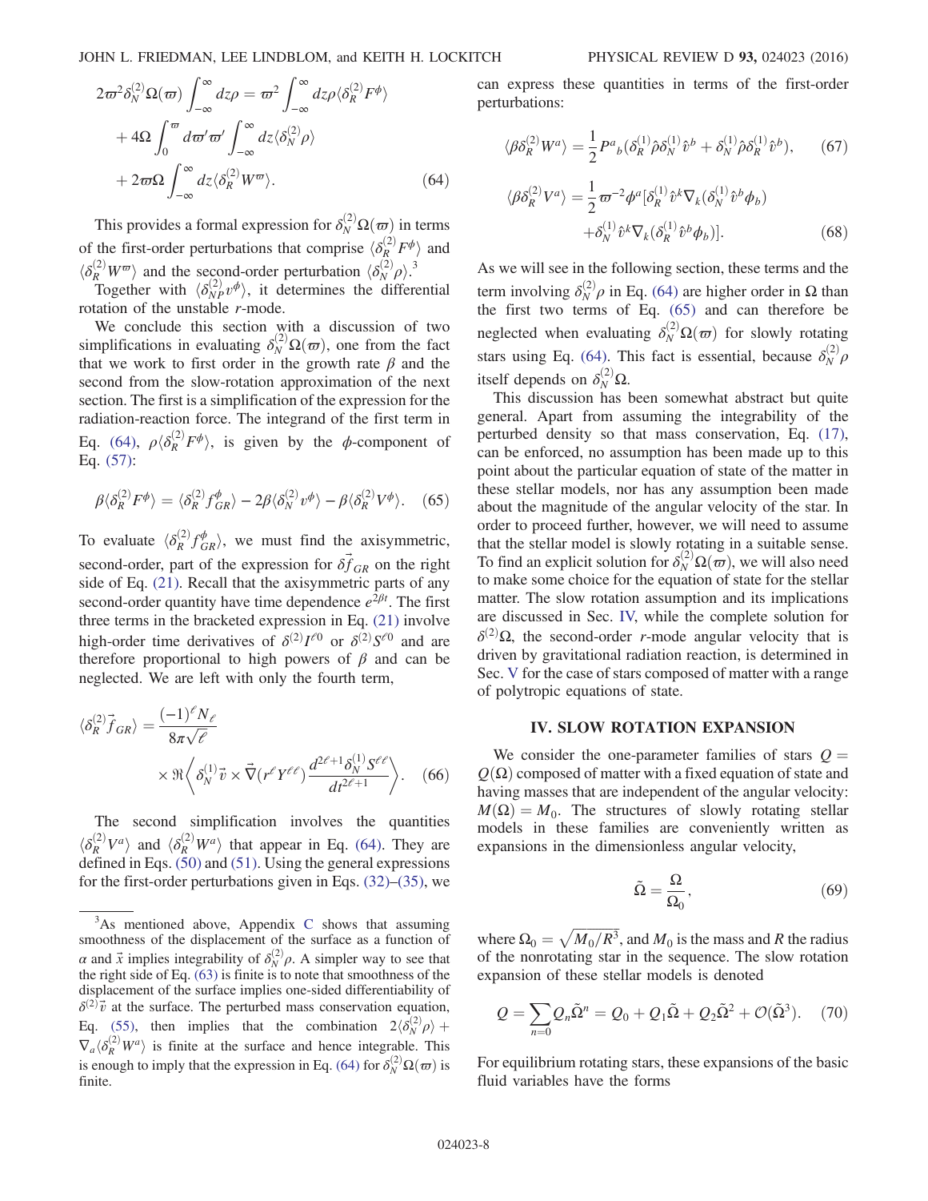$$2\varpi^2 \delta_N^{(2)}\Omega(\varpi) \int_{-\infty}^{\infty} dz\rho = \varpi^2 \int_{-\infty}^{\infty} dz\rho \langle \delta_R^{(2)} F^\phi \rangle + 4\Omega \int_0^{\varpi} d\varpi' \varpi' \int_{-\infty}^{\infty} dz \langle \delta_N^{(2)} \rho \rangle + 2\varpi\Omega \int_{-\infty}^{\infty} dz \langle \delta_R^{(2)} W^\varpi \rangle. \quad (64)$$

This provides a formal expression for $\delta_N^{(2)}\Omega(\varpi)$ in terms of the first-order perturbations that comprise $\langle \delta_R^{(2)} F^\phi \rangle$ and $\langle \delta_R^{(2)} W^\varpi \rangle$ and the second-order perturbation $\langle \delta_N^{(2)} \rho \rangle$.[3]

Together with $\langle \delta_{NP}^{(2)} v^\phi \rangle$, it determines the differential rotation of the unstable $r$-mode.

We conclude this section with a discussion of two simplifications in evaluating $\delta_N^{(2)}\Omega(\varpi)$, one from the fact that we work to first order in the growth rate $\beta$ and the second from the slow-rotation approximation of the next section. The first is a simplification of the expression for the radiation-reaction force. The integrand of the first term in Eq. (64), $\rho \langle \delta_R^{(2)} F^\phi \rangle$, is given by the $\phi$-component of Eq. (57):

$$\beta \langle \delta_R^{(2)} F^\phi \rangle = \langle \delta_R^{(2)} f_{GR}^\phi \rangle - 2\beta \langle \delta_N^{(2)} v^\phi \rangle - \beta \langle \delta_R^{(2)} V^\phi \rangle. \quad (65)$$

To evaluate $\langle \delta_R^{(2)} f_{GR}^\phi \rangle$, we must find the axisymmetric, second-order, part of the expression for $\delta \vec{f}_{GR}$ on the right side of Eq. (21). Recall that the axisymmetric parts of any second-order quantity have time dependence $e^{2\beta t}$. The first three terms in the bracketed expression in Eq. (21) involve high-order time derivatives of $\delta^{(2)} I^{\ell 0}$ or $\delta^{(2)} S^{\ell 0}$ and are therefore proportional to high powers of $\beta$ and can be neglected. We are left with only the fourth term,

$$\langle \delta_R^{(2)} \vec{f}_{GR} \rangle = \frac{(-1)^\ell N_\ell}{8\pi \sqrt{\ell}} \times \Re \left\langle \delta_N^{(1)} \vec{v} \times \vec{\nabla}(r^\ell Y^{\ell\ell}) \frac{d^{2\ell+1} \delta_N^{(1)} S^{\ell\ell}}{dt^{2\ell+1}} \right\rangle. \quad (66)$$

The second simplification involves the quantities $\langle \delta_R^{(2)} V^a \rangle$ and $\langle \delta_R^{(2)} W^a \rangle$ that appear in Eq. (64). They are defined in Eqs. (50) and (51). Using the general expressions for the first-order perturbations given in Eqs. (32)–(35), we can express these quantities in terms of the first-order perturbations:

$$\langle \beta \delta_R^{(2)} W^a \rangle = \frac{1}{2} P^a{}_b (\delta_R^{(1)} \hat{\rho} \delta_N^{(1)} \hat{v}^b + \delta_N^{(1)} \hat{\rho} \delta_R^{(1)} \hat{v}^b), \quad (67)$$

$$\langle \beta \delta_R^{(2)} V^a \rangle = \frac{1}{2} \varpi^{-2} \phi^a [\delta_R^{(1)} \hat{v}^k \nabla_k (\delta_N^{(1)} \hat{v}^b \phi_b) + \delta_N^{(1)} \hat{v}^k \nabla_k (\delta_R^{(1)} \hat{v}^b \phi_b)]. \quad (68)$$

As we will see in the following section, these terms and the term involving $\delta_N^{(2)} \rho$ in Eq. (64) are higher order in $\Omega$ than the first two terms of Eq. (65) and can therefore be neglected when evaluating $\delta_N^{(2)} \Omega(\varpi)$ for slowly rotating stars using Eq. (64). This fact is essential, because $\delta_N^{(2)} \rho$ itself depends on $\delta_N^{(2)} \Omega$.

This discussion has been somewhat abstract but quite general. Apart from assuming the integrability of the perturbed density so that mass conservation, Eq. (17), can be enforced, no assumption has been made up to this point about the particular equation of state of the matter in these stellar models, nor has any assumption been made about the magnitude of the angular velocity of the star. In order to proceed further, however, we will need to assume that the stellar model is slowly rotating in a suitable sense. To find an explicit solution for $\delta_N^{(2)} \Omega(\varpi)$, we will also need to make some choice for the equation of state for the stellar matter. The slow rotation assumption and its implications are discussed in Sec. IV, while the complete solution for $\delta^{(2)} \Omega$, the second-order $r$-mode angular velocity that is driven by gravitational radiation reaction, is determined in Sec. V for the case of stars composed of matter with a range of polytropic equations of state.

## IV. SLOW ROTATION EXPANSION

We consider the one-parameter families of stars $Q = Q(\Omega)$ composed of matter with a fixed equation of state and having masses that are independent of the angular velocity: $M(\Omega) = M_0$. The structures of slowly rotating stellar models in these families are conveniently written as expansions in the dimensionless angular velocity,

$$\tilde{\Omega} = \frac{\Omega}{\Omega_0}, \quad (69)$$

where $\Omega_0 = \sqrt{M_0/R^3}$, and $M_0$ is the mass and $R$ the radius of the nonrotating star in the sequence. The slow rotation expansion of these stellar models is denoted

$$Q = \sum_{n=0} Q_n \tilde{\Omega}^n = Q_0 + Q_1 \tilde{\Omega} + Q_2 \tilde{\Omega}^2 + \mathcal{O}(\tilde{\Omega}^3). \quad (70)$$

For equilibrium rotating stars, these expansions of the basic fluid variables have the forms

---

[3] As mentioned above, Appendix C shows that assuming smoothness of the displacement of the surface as a function of $\alpha$ and $\vec{x}$ implies integrability of $\delta_N^{(2)} \rho$. A simpler way to see that the right side of Eq. (63) is finite is to note that smoothness of the displacement of the surface implies one-sided differentiability of $\delta^{(2)} \vec{v}$ at the surface. The perturbed mass conservation equation, Eq. (55), then implies that the combination $2\langle \delta_N^{(2)} \rho \rangle + \nabla_a \langle \delta_R^{(2)} W^a \rangle$ is finite at the surface and hence integrable. This is enough to imply that the expression in Eq. (64) for $\delta_N^{(2)} \Omega(\varpi)$ is finite.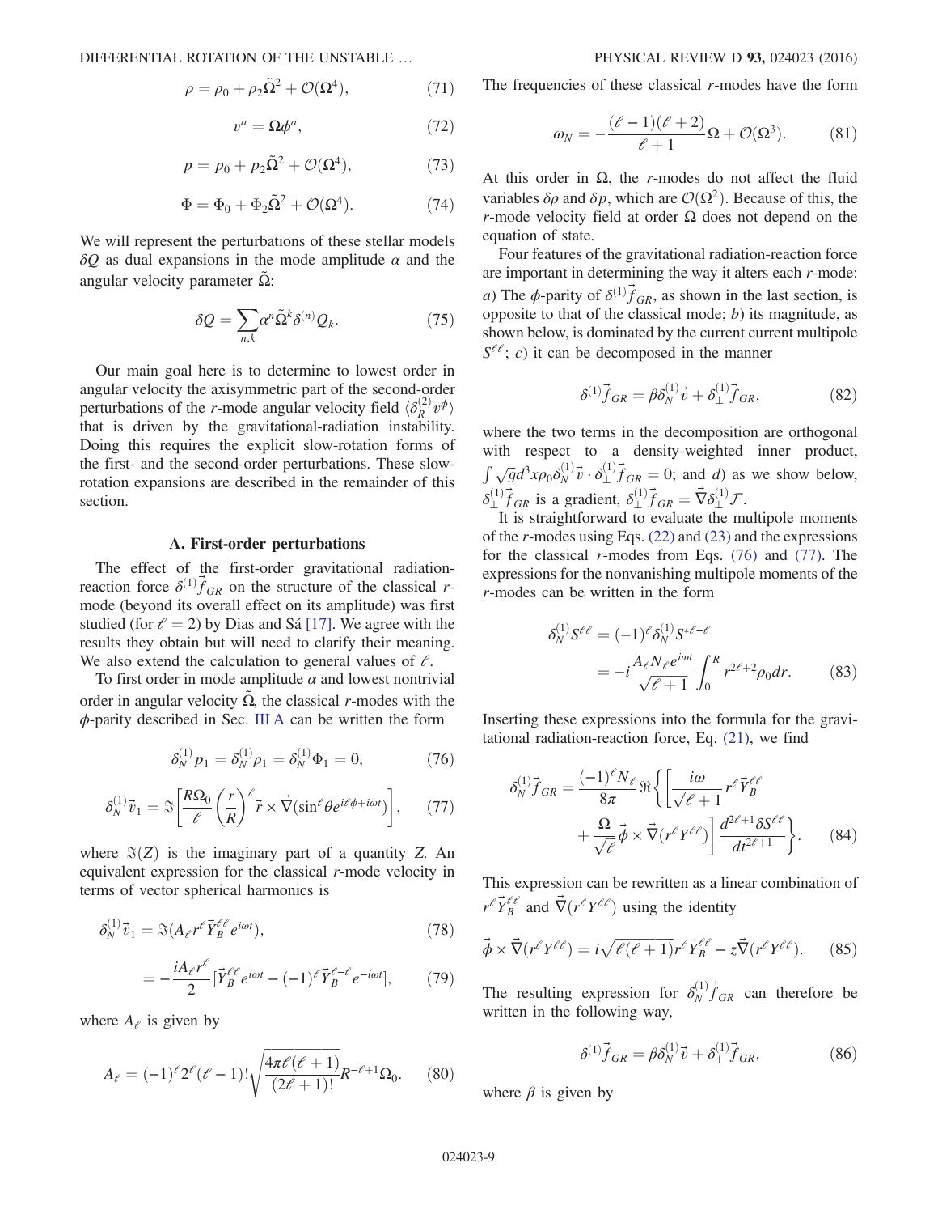$$\rho = \rho_0 + \rho_2\tilde{\Omega}^2 + \mathcal{O}(\Omega^4), \tag{71}$$

$$v^a = \Omega\phi^a, \tag{72}$$

$$p = p_0 + p_2\tilde{\Omega}^2 + \mathcal{O}(\Omega^4), \tag{73}$$

$$\Phi = \Phi_0 + \Phi_2\tilde{\Omega}^2 + \mathcal{O}(\Omega^4). \tag{74}$$

We will represent the perturbations of these stellar models $\delta Q$ as dual expansions in the mode amplitude $\alpha$ and the angular velocity parameter $\tilde{\Omega}$:

$$\delta Q = \sum_{n,k} \alpha^n \tilde{\Omega}^k \delta^{(n)} Q_k. \tag{75}$$

Our main goal here is to determine to lowest order in angular velocity the axisymmetric part of the second-order perturbations of the $r$-mode angular velocity field $\langle \delta_R^{(2)} v^\phi \rangle$ that is driven by the gravitational-radiation instability. Doing this requires the explicit slow-rotation forms of the first- and the second-order perturbations. These slow-rotation expansions are described in the remainder of this section.

### A. First-order perturbations

The effect of the first-order gravitational radiation-reaction force $\delta^{(1)}\vec{f}_{GR}$ on the structure of the classical $r$-mode (beyond its overall effect on its amplitude) was first studied (for $\ell = 2$) by Dias and Sá [17]. We agree with the results they obtain but will need to clarify their meaning. We also extend the calculation to general values of $\ell$.

To first order in mode amplitude $\alpha$ and lowest nontrivial order in angular velocity $\tilde{\Omega}$, the classical $r$-modes with the $\phi$-parity described in Sec. III A can be written the form

$$\delta_N^{(1)} p_1 = \delta_N^{(1)} \rho_1 = \delta_N^{(1)} \Phi_1 = 0, \tag{76}$$

$$\delta_N^{(1)} \vec{v}_1 = \Im\left[\frac{R\Omega_0}{\ell}\left(\frac{r}{R}\right)^\ell \vec{r} \times \vec{\nabla}(\sin^\ell\theta e^{i\ell\phi + i\omega t})\right], \tag{77}$$

where $\Im(Z)$ is the imaginary part of a quantity $Z$. An equivalent expression for the classical $r$-mode velocity in terms of vector spherical harmonics is

$$\delta_N^{(1)} \vec{v}_1 = \Im(A_\ell r^\ell \vec{Y}_B^{\ell\ell} e^{i\omega t}), \tag{78}$$

$$= -\frac{iA_\ell r^\ell}{2}[\vec{Y}_B^{\ell\ell} e^{i\omega t} - (-1)^\ell \vec{Y}_B^{\ell -\ell} e^{-i\omega t}], \tag{79}$$

where $A_\ell$ is given by

$$A_\ell = (-1)^\ell 2^\ell (\ell - 1)! \sqrt{\frac{4\pi\ell(\ell+1)}{(2\ell+1)!}} R^{-\ell+1}\Omega_0. \tag{80}$$

The frequencies of these classical $r$-modes have the form

$$\omega_N = -\frac{(\ell-1)(\ell+2)}{\ell+1}\Omega + \mathcal{O}(\Omega^3). \tag{81}$$

At this order in $\Omega$, the $r$-modes do not affect the fluid variables $\delta\rho$ and $\delta p$, which are $\mathcal{O}(\Omega^2)$. Because of this, the $r$-mode velocity field at order $\Omega$ does not depend on the equation of state.

Four features of the gravitational radiation-reaction force are important in determining the way it alters each $r$-mode: *a*) The $\phi$-parity of $\delta^{(1)}\vec{f}_{GR}$, as shown in the last section, is opposite to that of the classical mode; *b*) its magnitude, as shown below, is dominated by the current current multipole $S^{\ell\ell}$; *c*) it can be decomposed in the manner

$$\delta^{(1)}\vec{f}_{GR} = \beta\delta_N^{(1)}\vec{v} + \delta_\perp^{(1)}\vec{f}_{GR}, \tag{82}$$

where the two terms in the decomposition are orthogonal with respect to a density-weighted inner product, $\int \sqrt{g} d^3x \rho_0 \delta_N^{(1)}\vec{v} \cdot \delta_\perp^{(1)}\vec{f}_{GR} = 0$; and *d*) as we show below, $\delta_\perp^{(1)}\vec{f}_{GR}$ is a gradient, $\delta_\perp^{(1)}\vec{f}_{GR} = \vec{\nabla}\delta_\perp^{(1)}\mathcal{F}$.

It is straightforward to evaluate the multipole moments of the $r$-modes using Eqs. (22) and (23) and the expressions for the classical $r$-modes from Eqs. (76) and (77). The expressions for the nonvanishing multipole moments of the $r$-modes can be written in the form

$$\delta_N^{(1)} S^{\ell\ell} = (-1)^\ell \delta_N^{(1)} S^{*\ell -\ell} = -i\frac{A_\ell N_\ell e^{i\omega t}}{\sqrt{\ell+1}} \int_0^R r^{2\ell+2}\rho_0 dr. \tag{83}$$

Inserting these expressions into the formula for the gravitational radiation-reaction force, Eq. (21), we find

$$\delta_N^{(1)}\vec{f}_{GR} = \frac{(-1)^\ell N_\ell}{8\pi}\Re\left\{\left[\frac{i\omega}{\sqrt{\ell+1}} r^\ell \vec{Y}_B^{\ell\ell} + \frac{\Omega}{\sqrt{\ell}}\vec{\phi} \times \vec{\nabla}(r^\ell Y^{\ell\ell})\right]\frac{d^{2\ell+1}\delta S^{\ell\ell}}{dt^{2\ell+1}}\right\}. \tag{84}$$

This expression can be rewritten as a linear combination of $r^\ell \vec{Y}_B^{\ell\ell}$ and $\vec{\nabla}(r^\ell Y^{\ell\ell})$ using the identity

$$\vec{\phi} \times \vec{\nabla}(r^\ell Y^{\ell\ell}) = i\sqrt{\ell(\ell+1)} r^\ell \vec{Y}_B^{\ell\ell} - z\vec{\nabla}(r^\ell Y^{\ell\ell}). \tag{85}$$

The resulting expression for $\delta_N^{(1)}\vec{f}_{GR}$ can therefore be written in the following way,

$$\delta^{(1)}\vec{f}_{GR} = \beta\delta_N^{(1)}\vec{v} + \delta_\perp^{(1)}\vec{f}_{GR}, \tag{86}$$

where $\beta$ is given by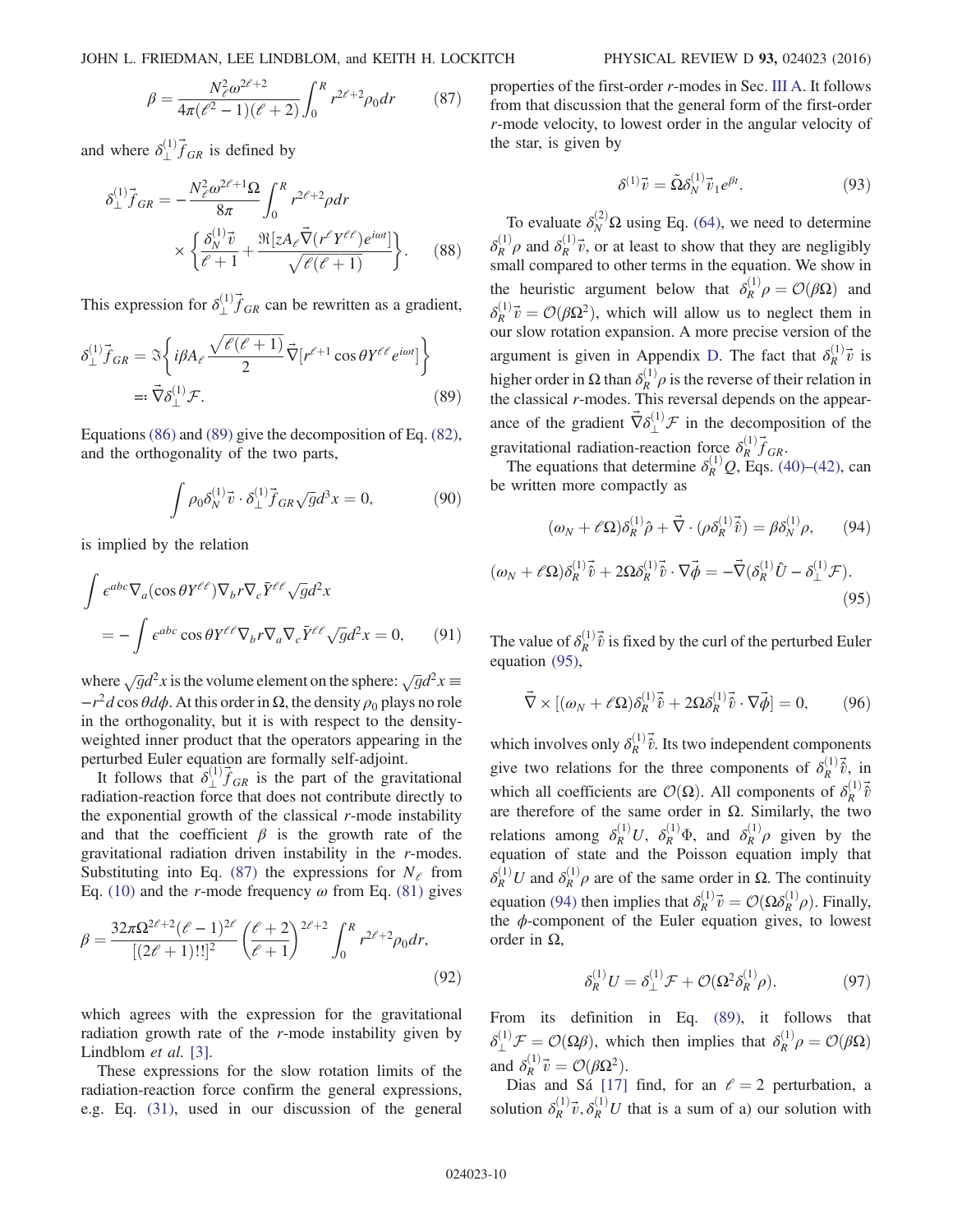$$\beta = \frac{N_\ell^2 \omega^{2\ell+2}}{4\pi(\ell^2-1)(\ell+2)} \int_0^R r^{2\ell+2} \rho_0 dr \tag{87}$$

and where $\delta_\perp^{(1)} \vec{f}_{GR}$ is defined by

$$\delta_\perp^{(1)} \vec{f}_{GR} = -\frac{N_\ell^2 \omega^{2\ell+1} \Omega}{8\pi} \int_0^R r^{2\ell+2} \rho dr \times \left\{ \frac{\delta_N^{(1)} \vec{v}}{\ell+1} + \frac{\Re[z A_\ell \vec{\nabla}(r^\ell Y^{\ell\ell}) e^{i\omega t}]}{\sqrt{\ell(\ell+1)}} \right\}. \tag{88}$$

This expression for $\delta_\perp^{(1)} \vec{f}_{GR}$ can be rewritten as a gradient,

$$\delta_\perp^{(1)} \vec{f}_{GR} = \Im \left\{ i\beta A_\ell \frac{\sqrt{\ell(\ell+1)}}{2} \vec{\nabla}[r^{\ell+1} \cos\theta Y^{\ell\ell} e^{i\omega t}] \right\} =: \vec{\nabla} \delta_\perp^{(1)} \mathcal{F}. \tag{89}$$

Equations (86) and (89) give the decomposition of Eq. (82), and the orthogonality of the two parts,

$$\int \rho_0 \delta_N^{(1)} \vec{v} \cdot \delta_\perp^{(1)} \vec{f}_{GR} \sqrt{g} d^3x = 0, \tag{90}$$

is implied by the relation

$$\int \epsilon^{abc} \nabla_a (\cos\theta Y^{\ell\ell}) \nabla_b r \nabla_c \bar{Y}^{\ell\ell} \sqrt{g} d^2x = -\int \epsilon^{abc} \cos\theta Y^{\ell\ell} \nabla_b r \nabla_a \nabla_c \bar{Y}^{\ell\ell} \sqrt{g} d^2x = 0, \tag{91}$$

where $\sqrt{g} d^2x$ is the volume element on the sphere: $\sqrt{g} d^2x \equiv -r^2 d\cos\theta d\phi$. At this order in $\Omega$, the density $\rho_0$ plays no role in the orthogonality, but it is with respect to the density-weighted inner product that the operators appearing in the perturbed Euler equation are formally self-adjoint.

It follows that $\delta_\perp^{(1)} \vec{f}_{GR}$ is the part of the gravitational radiation-reaction force that does not contribute directly to the exponential growth of the classical $r$-mode instability and that the coefficient $\beta$ is the growth rate of the gravitational radiation driven instability in the $r$-modes. Substituting into Eq. (87) the expressions for $N_\ell$ from Eq. (10) and the $r$-mode frequency $\omega$ from Eq. (81) gives

$$\beta = \frac{32\pi \Omega^{2\ell+2} (\ell-1)^{2\ell}}{[(2\ell+1)!!]^2} \left( \frac{\ell+2}{\ell+1} \right)^{2\ell+2} \int_0^R r^{2\ell+2} \rho_0 dr, \tag{92}$$

which agrees with the expression for the gravitational radiation growth rate of the $r$-mode instability given by Lindblom *et al.* [3].

These expressions for the slow rotation limits of the radiation-reaction force confirm the general expressions, e.g. Eq. (31), used in our discussion of the general properties of the first-order $r$-modes in Sec. III A. It follows from that discussion that the general form of the first-order $r$-mode velocity, to lowest order in the angular velocity of the star, is given by

$$\delta^{(1)} \vec{v} = \tilde{\Omega} \delta_N^{(1)} \vec{v}_1 e^{\beta t}. \tag{93}$$

To evaluate $\delta_N^{(2)} \Omega$ using Eq. (64), we need to determine $\delta_R^{(1)} \rho$ and $\delta_R^{(1)} \vec{v}$, or at least to show that they are negligibly small compared to other terms in the equation. We show in the heuristic argument below that $\delta_R^{(1)} \rho = \mathcal{O}(\beta\Omega)$ and $\delta_R^{(1)} \vec{v} = \mathcal{O}(\beta\Omega^2)$, which will allow us to neglect them in our slow rotation expansion. A more precise version of the argument is given in Appendix D. The fact that $\delta_R^{(1)} \vec{v}$ is higher order in $\Omega$ than $\delta_R^{(1)} \rho$ is the reverse of their relation in the classical $r$-modes. This reversal depends on the appearance of the gradient $\vec{\nabla} \delta_\perp^{(1)} \mathcal{F}$ in the decomposition of the gravitational radiation-reaction force $\delta_R^{(1)} \vec{f}_{GR}$.

The equations that determine $\delta_R^{(1)} Q$, Eqs. (40)–(42), can be written more compactly as

$$(\omega_N + \ell\Omega) \delta_R^{(1)} \hat{\rho} + \vec{\nabla} \cdot (\rho \delta_R^{(1)} \vec{\hat{v}}) = \beta \delta_N^{(1)} \rho, \tag{94}$$

$$(\omega_N + \ell\Omega) \delta_R^{(1)} \vec{\hat{v}} + 2\Omega \delta_R^{(1)} \vec{\hat{v}} \cdot \nabla \vec{\phi} = -\vec{\nabla} (\delta_R^{(1)} \hat{U} - \delta_\perp^{(1)} \mathcal{F}). \tag{95}$$

The value of $\delta_R^{(1)} \vec{\hat{v}}$ is fixed by the curl of the perturbed Euler equation (95),

$$\vec{\nabla} \times [(\omega_N + \ell\Omega) \delta_R^{(1)} \vec{\hat{v}} + 2\Omega \delta_R^{(1)} \vec{\hat{v}} \cdot \nabla \vec{\phi}] = 0, \tag{96}$$

which involves only $\delta_R^{(1)} \vec{\hat{v}}$. Its two independent components give two relations for the three components of $\delta_R^{(1)} \vec{\hat{v}}$, in which all coefficients are $\mathcal{O}(\Omega)$. All components of $\delta_R^{(1)} \vec{\hat{v}}$ are therefore of the same order in $\Omega$. Similarly, the two relations among $\delta_R^{(1)} U$, $\delta_R^{(1)} \Phi$, and $\delta_R^{(1)} \rho$ given by the equation of state and the Poisson equation imply that $\delta_R^{(1)} U$ and $\delta_R^{(1)} \rho$ are of the same order in $\Omega$. The continuity equation (94) then implies that $\delta_R^{(1)} \vec{v} = \mathcal{O}(\Omega \delta_R^{(1)} \rho)$. Finally, the $\phi$-component of the Euler equation gives, to lowest order in $\Omega$,

$$\delta_R^{(1)} U = \delta_\perp^{(1)} \mathcal{F} + \mathcal{O}(\Omega^2 \delta_R^{(1)} \rho). \tag{97}$$

From its definition in Eq. (89), it follows that $\delta_\perp^{(1)} \mathcal{F} = \mathcal{O}(\Omega\beta)$, which then implies that $\delta_R^{(1)} \rho = \mathcal{O}(\beta\Omega)$ and $\delta_R^{(1)} \vec{v} = \mathcal{O}(\beta\Omega^2)$.

Dias and Sá [17] find, for an $\ell = 2$ perturbation, a solution $\delta_R^{(1)} \vec{v}, \delta_R^{(1)} U$ that is a sum of a) our solution with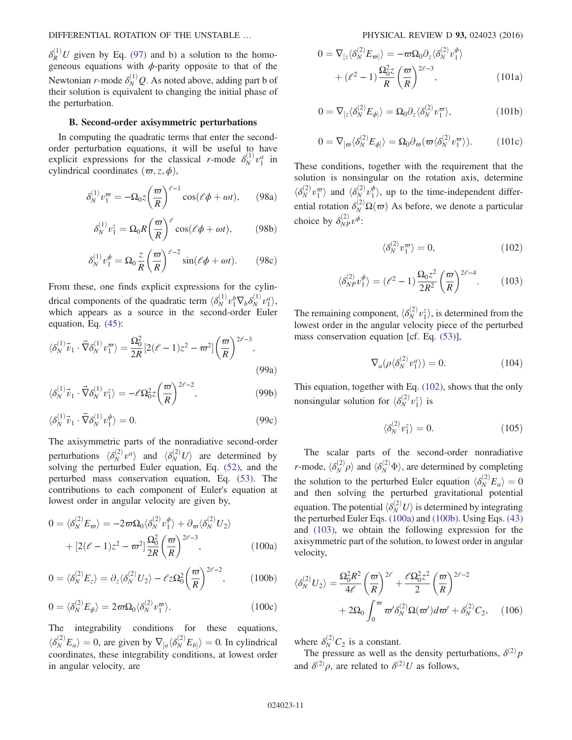$\delta_R^{(1)}U$ given by Eq. (97) and b) a solution to the homogeneous equations with $\phi$-parity opposite to that of the Newtonian $r$-mode $\delta_N^{(1)}Q$. As noted above, adding part b of their solution is equivalent to changing the initial phase of the perturbation.

### B. Second-order axisymmetric perturbations

In computing the quadratic terms that enter the second-order perturbation equations, it will be useful to have explicit expressions for the classical $r$-mode $\delta_N^{(1)}v_1^a$ in cylindrical coordinates $(\varpi, z, \phi)$,

$$\delta_N^{(1)}v_1^\varpi = -\Omega_0 z\left(\frac{\varpi}{R}\right)^{\ell-1}\cos(\ell\phi+\omega t), \tag{98a}$$

$$\delta_N^{(1)}v_1^z = \Omega_0 R\left(\frac{\varpi}{R}\right)^{\ell}\cos(\ell\phi+\omega t), \tag{98b}$$

$$\delta_N^{(1)}v_1^\phi = \Omega_0 \frac{z}{R}\left(\frac{\varpi}{R}\right)^{\ell-2}\sin(\ell\phi+\omega t). \tag{98c}$$

From these, one finds explicit expressions for the cylindrical components of the quadratic term $\langle\delta_N^{(1)}v_1^b\nabla_b\delta_N^{(1)}v_1^a\rangle$, which appears as a source in the second-order Euler equation, Eq. (45):

$$\langle\delta_N^{(1)}\vec{v}_1\cdot\vec{\nabla}\delta_N^{(1)}v_1^\varpi\rangle = \frac{\Omega_0^2}{2R}[2(\ell-1)z^2-\varpi^2]\left(\frac{\varpi}{R}\right)^{2\ell-3}, \tag{99a}$$

$$\langle\delta_N^{(1)}\vec{v}_1\cdot\vec{\nabla}\delta_N^{(1)}v_1^z\rangle = -\ell\Omega_0^2 z\left(\frac{\varpi}{R}\right)^{2\ell-2}, \tag{99b}$$

$$\langle\delta_N^{(1)}\vec{v}_1\cdot\vec{\nabla}\delta_N^{(1)}v_1^\phi\rangle = 0. \tag{99c}$$

The axisymmetric parts of the nonradiative second-order perturbations $\langle\delta_N^{(2)}v^a\rangle$ and $\langle\delta_N^{(2)}U\rangle$ are determined by solving the perturbed Euler equation, Eq. (52), and the perturbed mass conservation equation, Eq. (53). The contributions to each component of Euler's equation at lowest order in angular velocity are given by,

$$0 = \langle\delta_N^{(2)}E_\varpi\rangle = -2\varpi\Omega_0\langle\delta_N^{(2)}v_1^\phi\rangle + \partial_\varpi\langle\delta_N^{(2)}U_2\rangle + [2(\ell-1)z^2-\varpi^2]\frac{\Omega_0^2}{2R}\left(\frac{\varpi}{R}\right)^{2\ell-3}, \tag{100a}$$

$$0 = \langle\delta_N^{(2)}E_z\rangle = \partial_z\langle\delta_N^{(2)}U_2\rangle - \ell z\Omega_0^2\left(\frac{\varpi}{R}\right)^{2\ell-2}, \tag{100b}$$

$$0 = \langle\delta_N^{(2)}E_\phi\rangle = 2\varpi\Omega_0\langle\delta_N^{(2)}v_1^\varpi\rangle. \tag{100c}$$

The integrability conditions for these equations, $\langle\delta_N^{(2)}E_a\rangle = 0$, are given by $\nabla_{[a}\langle\delta_N^{(2)}E_{b]}\rangle = 0$. In cylindrical coordinates, these integrability conditions, at lowest order in angular velocity, are

$$0 = \nabla_{[z}\langle\delta_N^{(2)}E_{\varpi]}\rangle = -\varpi\Omega_0\partial_z\langle\delta_N^{(2)}v_1^\phi\rangle + (\ell^2-1)\frac{\Omega_0^2 z}{R}\left(\frac{\varpi}{R}\right)^{2\ell-3}, \tag{101a}$$

$$0 = \nabla_{[z}\langle\delta_N^{(2)}E_{\phi]}\rangle = \Omega_0\partial_z\langle\delta_N^{(2)}v_1^\varpi\rangle, \tag{101b}$$

$$0 = \nabla_{[\varpi}\langle\delta_N^{(2)}E_{\phi]}\rangle = \Omega_0\partial_\varpi(\varpi\langle\delta_N^{(2)}v_1^\varpi\rangle). \tag{101c}$$

These conditions, together with the requirement that the solution is nonsingular on the rotation axis, determine $\langle\delta_N^{(2)}v_1^\varpi\rangle$ and $\langle\delta_N^{(2)}v_1^\phi\rangle$, up to the time-independent differential rotation $\delta_N^{(2)}\Omega(\varpi)$ As before, we denote a particular choice by $\delta_{NP}^{(2)}v^\phi$:

$$\langle\delta_N^{(2)}v_1^\varpi\rangle = 0, \tag{102}$$

$$\langle\delta_{NP}^{(2)}v_1^\phi\rangle = (\ell^2-1)\frac{\Omega_0 z^2}{2R^2}\left(\frac{\varpi}{R}\right)^{2\ell-4}. \tag{103}$$

The remaining component, $\langle\delta_N^{(2)}v_1^z\rangle$, is determined from the lowest order in the angular velocity piece of the perturbed mass conservation equation [cf. Eq. (53)],

$$\nabla_a(\rho\langle\delta_N^{(2)}v_1^a\rangle) = 0. \tag{104}$$

This equation, together with Eq. (102), shows that the only nonsingular solution for $\langle\delta_N^{(2)}v_1^z\rangle$ is

$$\langle\delta_N^{(2)}v_1^z\rangle = 0. \tag{105}$$

The scalar parts of the second-order nonradiative $r$-mode, $\langle\delta_N^{(2)}\rho\rangle$ and $\langle\delta_N^{(2)}\Phi\rangle$, are determined by completing the solution to the perturbed Euler equation $\langle\delta_N^{(2)}E_a\rangle = 0$ and then solving the perturbed gravitational potential equation. The potential $\langle\delta_N^{(2)}U\rangle$ is determined by integrating the perturbed Euler Eqs. (100a) and (100b). Using Eqs. (43) and (103), we obtain the following expression for the axisymmetric part of the solution, to lowest order in angular velocity,

$$\langle\delta_N^{(2)}U_2\rangle = \frac{\Omega_0^2R^2}{4\ell}\left(\frac{\varpi}{R}\right)^{2\ell} + \frac{\ell\Omega_0^2z^2}{2}\left(\frac{\varpi}{R}\right)^{2\ell-2} + 2\Omega_0\int_0^\varpi \varpi'\delta_N^{(2)}\Omega(\varpi')d\varpi' + \delta_N^{(2)}C_2, \tag{106}$$

where $\delta_N^{(2)}C_2$ is a constant.

The pressure as well as the density perturbations, $\delta^{(2)}p$ and $\delta^{(2)}\rho$, are related to $\delta^{(2)}U$ as follows,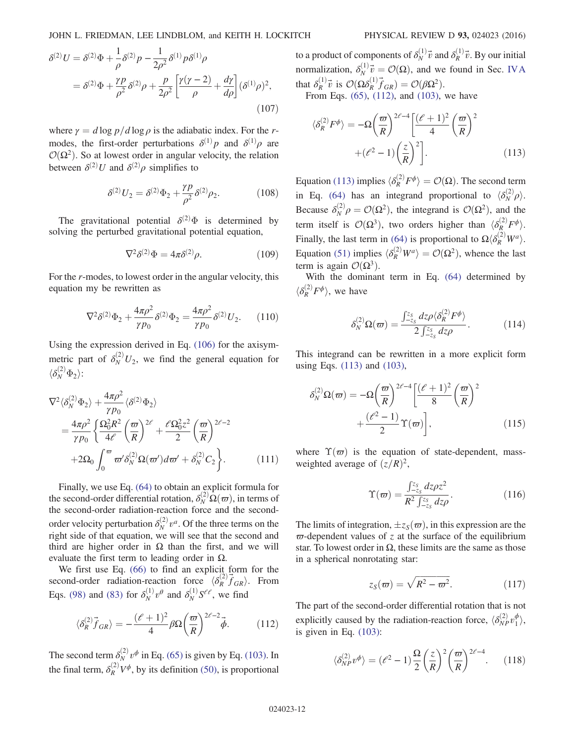$$\delta^{(2)}U = \delta^{(2)}\Phi + \frac{1}{\rho}\delta^{(2)}p - \frac{1}{2\rho^2}\delta^{(1)}p\delta^{(1)}\rho$$
$$= \delta^{(2)}\Phi + \frac{\gamma p}{\rho^2}\delta^{(2)}\rho + \frac{p}{2\rho^2}\left[\frac{\gamma(\gamma-2)}{\rho} + \frac{d\gamma}{d\rho}\right](\delta^{(1)}\rho)^2, \tag{107}$$

where $\gamma = d\log p/d\log\rho$ is the adiabatic index. For the $r$-modes, the first-order perturbations $\delta^{(1)}p$ and $\delta^{(1)}\rho$ are $\mathcal{O}(\Omega^2)$. So at lowest order in angular velocity, the relation between $\delta^{(2)}U$ and $\delta^{(2)}\rho$ simplifies to

$$\delta^{(2)}U_2 = \delta^{(2)}\Phi_2 + \frac{\gamma p}{\rho^2}\delta^{(2)}\rho_2. \tag{108}$$

The gravitational potential $\delta^{(2)}\Phi$ is determined by solving the perturbed gravitational potential equation,

$$\nabla^2\delta^{(2)}\Phi = 4\pi\delta^{(2)}\rho. \tag{109}$$

For the $r$-modes, to lowest order in the angular velocity, this equation my be rewritten as

$$\nabla^2\delta^{(2)}\Phi_2 + \frac{4\pi\rho^2}{\gamma p_0}\delta^{(2)}\Phi_2 = \frac{4\pi\rho^2}{\gamma p_0}\delta^{(2)}U_2. \tag{110}$$

Using the expression derived in Eq. (106) for the axisymmetric part of $\delta_N^{(2)}U_2$, we find the general equation for $\langle\delta_N^{(2)}\Phi_2\rangle$:

$$\nabla^2\langle\delta_N^{(2)}\Phi_2\rangle + \frac{4\pi\rho^2}{\gamma p_0}\langle\delta^{(2)}\Phi_2\rangle$$
$$= \frac{4\pi\rho^2}{\gamma p_0}\left\{\frac{\Omega_0^2R^2}{4\ell}\left(\frac{\varpi}{R}\right)^{2\ell} + \frac{\ell\Omega_0^2z^2}{2}\left(\frac{\varpi}{R}\right)^{2\ell-2}\right.$$
$$\left. + 2\Omega_0\int_0^{\varpi}\varpi'\delta_N^{(2)}\Omega(\varpi')d\varpi' + \delta_N^{(2)}C_2\right\}. \tag{111}$$

Finally, we use Eq. (64) to obtain an explicit formula for the second-order differential rotation, $\delta_N^{(2)}\Omega(\varpi)$, in terms of the second-order radiation-reaction force and the second-order velocity perturbation $\delta_N^{(2)}v^a$. Of the three terms on the right side of that equation, we will see that the second and third are higher order in $\Omega$ than the first, and we will evaluate the first term to leading order in $\Omega$.

We first use Eq. (66) to find an explicit form for the second-order radiation-reaction force $\langle\delta_R^{(2)}\vec{f}_{GR}\rangle$. From Eqs. (98) and (83) for $\delta_N^{(1)}v^\theta$ and $\delta_N^{(1)}S^{\ell\ell}$, we find

$$\langle\delta_R^{(2)}\vec{f}_{GR}\rangle = -\frac{(\ell+1)^2}{4}\beta\Omega\left(\frac{\varpi}{R}\right)^{2\ell-2}\vec{\phi}. \tag{112}$$

The second term $\delta_N^{(2)}v^\phi$ in Eq. (65) is given by Eq. (103). In the final term, $\delta_R^{(2)}V^\phi$, by its definition (50), is proportional to a product of components of $\delta_N^{(1)}\vec{v}$ and $\delta_R^{(1)}\vec{v}$. By our initial normalization, $\delta_N^{(1)}\vec{v} = \mathcal{O}(\Omega)$, and we found in Sec. IV A that $\delta_R^{(1)}\vec{v}$ is $\mathcal{O}(\Omega\delta_R^{(1)}\vec{f}_{GR}) = \mathcal{O}(\beta\Omega^2)$.

From Eqs. (65), (112), and (103), we have

$$\langle\delta_R^{(2)}F^\phi\rangle = -\Omega\left(\frac{\varpi}{R}\right)^{2\ell-4}\left[\frac{(\ell+1)^2}{4}\left(\frac{\varpi}{R}\right)^2 + (\ell^2-1)\left(\frac{z}{R}\right)^2\right]. \tag{113}$$

Equation (113) implies $\langle\delta_R^{(2)}F^\phi\rangle = \mathcal{O}(\Omega)$. The second term in Eq. (64) has an integrand proportional to $\langle\delta_N^{(2)}\rho\rangle$. Because $\delta_N^{(2)}\rho = \mathcal{O}(\Omega^2)$, the integrand is $\mathcal{O}(\Omega^2)$, and the term itself is $\mathcal{O}(\Omega^3)$, two orders higher than $\langle\delta_R^{(2)}F^\phi\rangle$. Finally, the last term in (64) is proportional to $\Omega\langle\delta_R^{(2)}W^a\rangle$. Equation (51) implies $\langle\delta_R^{(2)}W^a\rangle = \mathcal{O}(\Omega^2)$, whence the last term is again $\mathcal{O}(\Omega^3)$.

With the dominant term in Eq. (64) determined by $\langle\delta_R^{(2)}F^\phi\rangle$, we have

$$\delta_N^{(2)}\Omega(\varpi) = \frac{\int_{-z_S}^{z_S}dz\rho\langle\delta_R^{(2)}F^\phi\rangle}{2\int_{-z_S}^{z_S}dz\rho}. \tag{114}$$

This integrand can be rewritten in a more explicit form using Eqs. (113) and (103),

$$\delta_N^{(2)}\Omega(\varpi) = -\Omega\left(\frac{\varpi}{R}\right)^{2\ell-4}\left[\frac{(\ell+1)^2}{8}\left(\frac{\varpi}{R}\right)^2 + \frac{(\ell^2-1)}{2}\Upsilon(\varpi)\right], \tag{115}$$

where $\Upsilon(\varpi)$ is the equation of state-dependent, mass-weighted average of $(z/R)^2$,

$$\Upsilon(\varpi) = \frac{\int_{-z_S}^{z_S}dz\rho z^2}{R^2\int_{-z_S}^{z_S}dz\rho}. \tag{116}$$

The limits of integration, $\pm z_S(\varpi)$, in this expression are the $\varpi$-dependent values of $z$ at the surface of the equilibrium star. To lowest order in $\Omega$, these limits are the same as those in a spherical nonrotating star:

$$z_S(\varpi) = \sqrt{R^2 - \varpi^2}. \tag{117}$$

The part of the second-order differential rotation that is not explicitly caused by the radiation-reaction force, $\langle\delta_{NP}^{(2)}v_1^\phi\rangle$, is given in Eq. (103):

$$\langle\delta_{NP}^{(2)}v^\phi\rangle = (\ell^2-1)\frac{\Omega}{2}\left(\frac{z}{R}\right)^2\left(\frac{\varpi}{R}\right)^{2\ell-4}. \tag{118}$$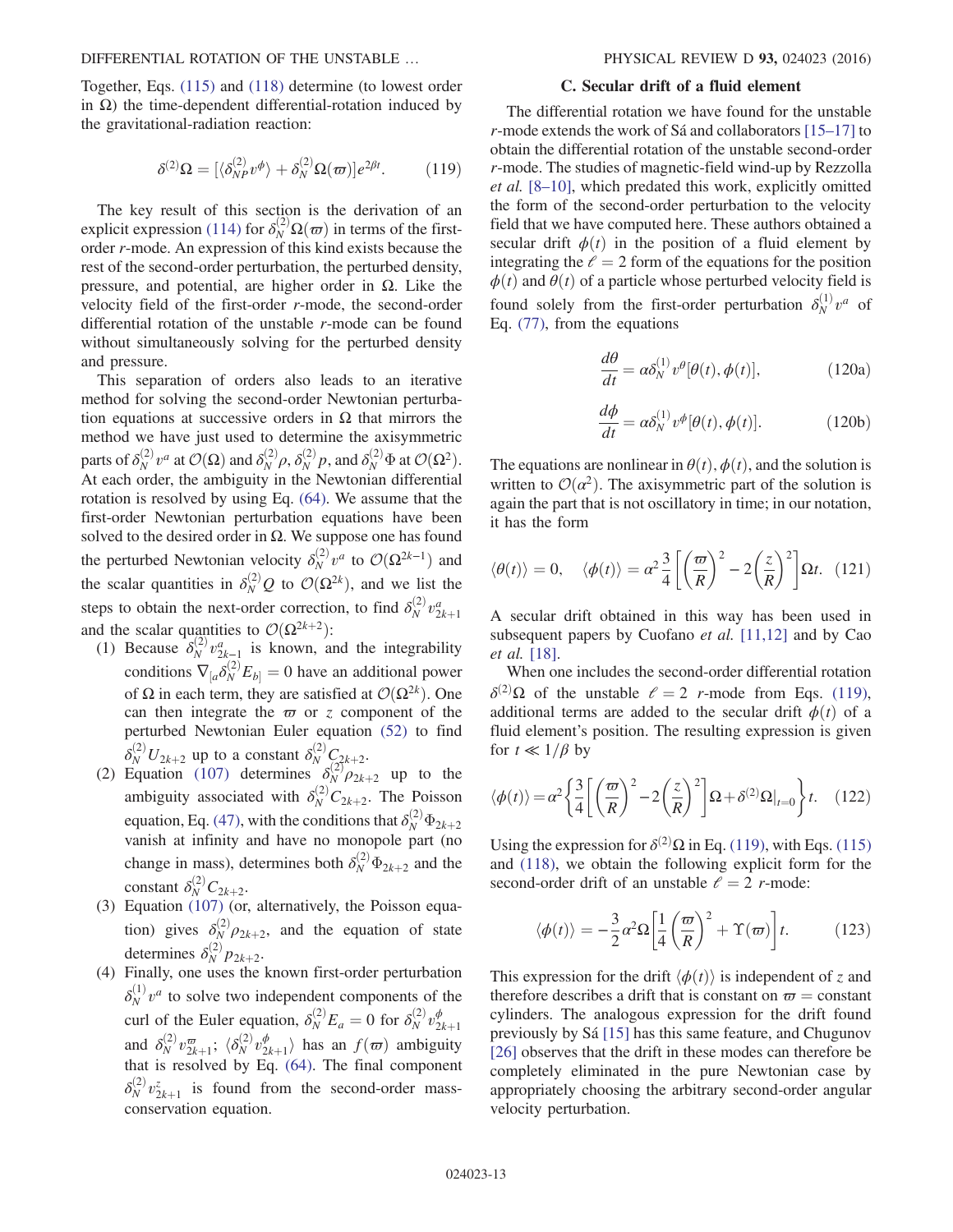Together, Eqs. (115) and (118) determine (to lowest order in $\Omega$) the time-dependent differential-rotation induced by the gravitational-radiation reaction:

$$\delta^{(2)}\Omega = [\langle \delta^{(2)}_{NP} v^\phi \rangle + \delta^{(2)}_N \Omega(\varpi)] e^{2\beta t}. \tag{119}$$

The key result of this section is the derivation of an explicit expression (114) for $\delta^{(2)}_N \Omega(\varpi)$ in terms of the first-order $r$-mode. An expression of this kind exists because the rest of the second-order perturbation, the perturbed density, pressure, and potential, are higher order in $\Omega$. Like the velocity field of the first-order $r$-mode, the second-order differential rotation of the unstable $r$-mode can be found without simultaneously solving for the perturbed density and pressure.

This separation of orders also leads to an iterative method for solving the second-order Newtonian perturbation equations at successive orders in $\Omega$ that mirrors the method we have just used to determine the axisymmetric parts of $\delta^{(2)}_N v^a$ at $\mathcal{O}(\Omega)$ and $\delta^{(2)}_N \rho$, $\delta^{(2)}_N p$, and $\delta^{(2)}_N \Phi$ at $\mathcal{O}(\Omega^2)$. At each order, the ambiguity in the Newtonian differential rotation is resolved by using Eq. (64). We assume that the first-order Newtonian perturbation equations have been solved to the desired order in $\Omega$. We suppose one has found the perturbed Newtonian velocity $\delta^{(2)}_N v^a$ to $\mathcal{O}(\Omega^{2k-1})$ and the scalar quantities in $\delta^{(2)}_N Q$ to $\mathcal{O}(\Omega^{2k})$, and we list the steps to obtain the next-order correction, to find $\delta^{(2)}_N v^a_{2k+1}$ and the scalar quantities to $\mathcal{O}(\Omega^{2k+2})$:

1. Because $\delta^{(2)}_N v^a_{2k-1}$ is known, and the integrability conditions $\nabla_{[a}\delta^{(2)}_N E_{b]} = 0$ have an additional power of $\Omega$ in each term, they are satisfied at $\mathcal{O}(\Omega^{2k})$. One can then integrate the $\varpi$ or $z$ component of the perturbed Newtonian Euler equation (52) to find $\delta^{(2)}_N U_{2k+2}$ up to a constant $\delta^{(2)}_N C_{2k+2}$.
2. Equation (107) determines $\delta^{(2)}_N \rho_{2k+2}$ up to the ambiguity associated with $\delta^{(2)}_N C_{2k+2}$. The Poisson equation, Eq. (47), with the conditions that $\delta^{(2)}_N \Phi_{2k+2}$ vanish at infinity and have no monopole part (no change in mass), determines both $\delta^{(2)}_N \Phi_{2k+2}$ and the constant $\delta^{(2)}_N C_{2k+2}$.
3. Equation (107) (or, alternatively, the Poisson equation) gives $\delta^{(2)}_N \rho_{2k+2}$, and the equation of state determines $\delta^{(2)}_N p_{2k+2}$.
4. Finally, one uses the known first-order perturbation $\delta^{(1)}_N v^a$ to solve two independent components of the curl of the Euler equation, $\delta^{(2)}_N E_a = 0$ for $\delta^{(2)}_N v^\phi_{2k+1}$ and $\delta^{(2)}_N v^\varpi_{2k+1}$; $\langle \delta^{(2)}_N v^\phi_{2k+1} \rangle$ has an $f(\varpi)$ ambiguity that is resolved by Eq. (64). The final component $\delta^{(2)}_N v^z_{2k+1}$ is found from the second-order mass-conservation equation.

### C. Secular drift of a fluid element

The differential rotation we have found for the unstable $r$-mode extends the work of Sá and collaborators [15–17] to obtain the differential rotation of the unstable second-order $r$-mode. The studies of magnetic-field wind-up by Rezzolla *et al.* [8–10], which predated this work, explicitly omitted the form of the second-order perturbation to the velocity field that we have computed here. These authors obtained a secular drift $\phi(t)$ in the position of a fluid element by integrating the $\ell = 2$ form of the equations for the position $\phi(t)$ and $\theta(t)$ of a particle whose perturbed velocity field is found solely from the first-order perturbation $\delta^{(1)}_N v^a$ of Eq. (77), from the equations

$$\frac{d\theta}{dt} = \alpha \delta^{(1)}_N v^\theta[\theta(t), \phi(t)], \tag{120a}$$

$$\frac{d\phi}{dt} = \alpha \delta^{(1)}_N v^\phi[\theta(t), \phi(t)]. \tag{120b}$$

The equations are nonlinear in $\theta(t), \phi(t)$, and the solution is written to $\mathcal{O}(\alpha^2)$. The axisymmetric part of the solution is again the part that is not oscillatory in time; in our notation, it has the form

$$\langle \theta(t) \rangle = 0, \quad \langle \phi(t) \rangle = \alpha^2 \frac{3}{4}\left[\left(\frac{\varpi}{R}\right)^2 - 2\left(\frac{z}{R}\right)^2\right]\Omega t. \tag{121}$$

A secular drift obtained in this way has been used in subsequent papers by Cuofano *et al.* [11,12] and by Cao *et al.* [18].

When one includes the second-order differential rotation $\delta^{(2)}\Omega$ of the unstable $\ell = 2$ $r$-mode from Eqs. (119), additional terms are added to the secular drift $\phi(t)$ of a fluid element's position. The resulting expression is given for $t \ll 1/\beta$ by

$$\langle \phi(t) \rangle = \alpha^2 \left\{ \frac{3}{4}\left[\left(\frac{\varpi}{R}\right)^2 - 2\left(\frac{z}{R}\right)^2\right]\Omega + \delta^{(2)}\Omega|_{t=0} \right\} t. \tag{122}$$

Using the expression for $\delta^{(2)}\Omega$ in Eq. (119), with Eqs. (115) and (118), we obtain the following explicit form for the second-order drift of an unstable $\ell = 2$ $r$-mode:

$$\langle \phi(t) \rangle = -\frac{3}{2}\alpha^2 \Omega \left[\frac{1}{4}\left(\frac{\varpi}{R}\right)^2 + \Upsilon(\varpi)\right] t. \tag{123}$$

This expression for the drift $\langle \phi(t) \rangle$ is independent of $z$ and therefore describes a drift that is constant on $\varpi =$ constant cylinders. The analogous expression for the drift found previously by Sá [15] has this same feature, and Chugunov [26] observes that the drift in these modes can therefore be completely eliminated in the pure Newtonian case by appropriately choosing the arbitrary second-order angular velocity perturbation.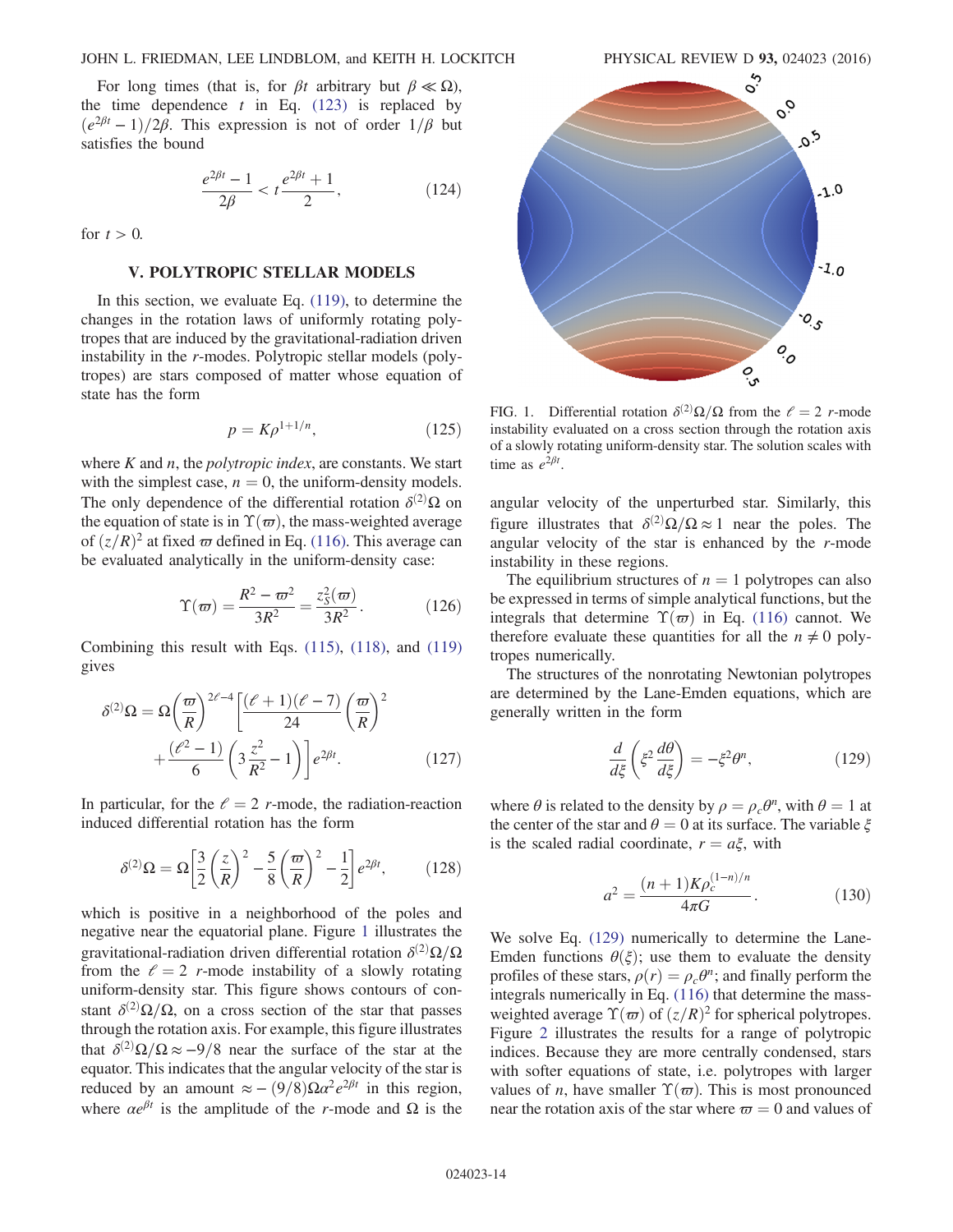For long times (that is, for $\beta t$ arbitrary but $\beta \ll \Omega$), the time dependence $t$ in Eq. (123) is replaced by $(e^{2\beta t} - 1)/2\beta$. This expression is not of order $1/\beta$ but satisfies the bound

$$\frac{e^{2\beta t} - 1}{2\beta} < t\frac{e^{2\beta t} + 1}{2}, \tag{124}$$

for $t > 0$.

## V. POLYTROPIC STELLAR MODELS

In this section, we evaluate Eq. (119), to determine the changes in the rotation laws of uniformly rotating polytropes that are induced by the gravitational-radiation driven instability in the $r$-modes. Polytropic stellar models (polytropes) are stars composed of matter whose equation of state has the form

$$p = K\rho^{1+1/n}, \tag{125}$$

where $K$ and $n$, the *polytropic index*, are constants. We start with the simplest case, $n = 0$, the uniform-density models. The only dependence of the differential rotation $\delta^{(2)}\Omega$ on the equation of state is in $\Upsilon(\varpi)$, the mass-weighted average of $(z/R)^2$ at fixed $\varpi$ defined in Eq. (116). This average can be evaluated analytically in the uniform-density case:

$$\Upsilon(\varpi) = \frac{R^2 - \varpi^2}{3R^2} = \frac{z_S^2(\varpi)}{3R^2}. \tag{126}$$

Combining this result with Eqs. (115), (118), and (119) gives

$$\delta^{(2)}\Omega = \Omega\left(\frac{\varpi}{R}\right)^{2\ell-4}\left[\frac{(\ell+1)(\ell-7)}{24}\left(\frac{\varpi}{R}\right)^2 + \frac{(\ell^2-1)}{6}\left(3\frac{z^2}{R^2} - 1\right)\right]e^{2\beta t}. \tag{127}$$

In particular, for the $\ell = 2$ $r$-mode, the radiation-reaction induced differential rotation has the form

$$\delta^{(2)}\Omega = \Omega\left[\frac{3}{2}\left(\frac{z}{R}\right)^2 - \frac{5}{8}\left(\frac{\varpi}{R}\right)^2 - \frac{1}{2}\right]e^{2\beta t}, \tag{128}$$

which is positive in a neighborhood of the poles and negative near the equatorial plane. Figure 1 illustrates the gravitational-radiation driven differential rotation $\delta^{(2)}\Omega/\Omega$ from the $\ell = 2$ $r$-mode instability of a slowly rotating uniform-density star. This figure shows contours of constant $\delta^{(2)}\Omega/\Omega$, on a cross section of the star that passes through the rotation axis. For example, this figure illustrates that $\delta^{(2)}\Omega/\Omega \approx -9/8$ near the surface of the star at the equator. This indicates that the angular velocity of the star is reduced by an amount $\approx -(9/8)\Omega\alpha^2 e^{2\beta t}$ in this region, where $\alpha e^{\beta t}$ is the amplitude of the $r$-mode and $\Omega$ is the angular velocity of the unperturbed star. Similarly, this figure illustrates that $\delta^{(2)}\Omega/\Omega \approx 1$ near the poles. The angular velocity of the star is enhanced by the $r$-mode instability in these regions.

0.5
0.0
-0.5
-1.0
-1.0
-0.5
0.0
0.5

FIG. 1. Differential rotation $\delta^{(2)}\Omega/\Omega$ from the $\ell = 2$ $r$-mode instability evaluated on a cross section through the rotation axis of a slowly rotating uniform-density star. The solution scales with time as $e^{2\beta t}$.

The equilibrium structures of $n = 1$ polytropes can also be expressed in terms of simple analytical functions, but the integrals that determine $\Upsilon(\varpi)$ in Eq. (116) cannot. We therefore evaluate these quantities for all the $n \neq 0$ polytropes numerically.

The structures of the nonrotating Newtonian polytropes are determined by the Lane-Emden equations, which are generally written in the form

$$\frac{d}{d\xi}\left(\xi^2\frac{d\theta}{d\xi}\right) = -\xi^2\theta^n, \tag{129}$$

where $\theta$ is related to the density by $\rho = \rho_c\theta^n$, with $\theta = 1$ at the center of the star and $\theta = 0$ at its surface. The variable $\xi$ is the scaled radial coordinate, $r = a\xi$, with

$$a^2 = \frac{(n+1)K\rho_c^{(1-n)/n}}{4\pi G}. \tag{130}$$

We solve Eq. (129) numerically to determine the Lane-Emden functions $\theta(\xi)$; use them to evaluate the density profiles of these stars, $\rho(r) = \rho_c\theta^n$; and finally perform the integrals numerically in Eq. (116) that determine the mass-weighted average $\Upsilon(\varpi)$ of $(z/R)^2$ for spherical polytropes. Figure 2 illustrates the results for a range of polytropic indices. Because they are more centrally condensed, stars with softer equations of state, i.e. polytropes with larger values of $n$, have smaller $\Upsilon(\varpi)$. This is most pronounced near the rotation axis of the star where $\varpi = 0$ and values of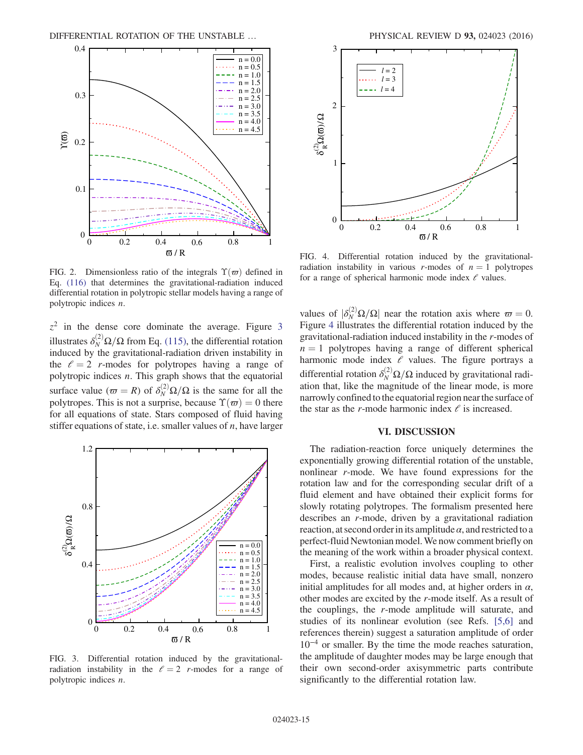0.4
0.3
0.2
0.1
0
$\Upsilon(\varpi)$
0
0.2
0.4
0.6
0.8
1
$\varpi$ / R
n = 0.0
n = 0.5
n = 1.0
n = 1.5
n = 2.0
n = 2.5
n = 3.0
n = 3.5
n = 4.0
n = 4.5

FIG. 2. Dimensionless ratio of the integrals $\Upsilon(\varpi)$ defined in Eq. (116) that determines the gravitational-radiation induced differential rotation in polytropic stellar models having a range of polytropic indices $n$.

$z^2$ in the dense core dominate the average. Figure 3 illustrates $\delta_N^{(2)}\Omega/\Omega$ from Eq. (115), the differential rotation induced by the gravitational-radiation driven instability in the $\ell = 2$ $r$-modes for polytropes having a range of polytropic indices $n$. This graph shows that the equatorial surface value ($\varpi = R$) of $\delta_N^{(2)}\Omega/\Omega$ is the same for all the polytropes. This is not a surprise, because $\Upsilon(\varpi) = 0$ there for all equations of state. Stars composed of fluid having stiffer equations of state, i.e. smaller values of $n$, have larger values of $|\delta_N^{(2)}\Omega/\Omega|$ near the rotation axis where $\varpi = 0$. Figure 4 illustrates the differential rotation induced by the gravitational-radiation induced instability in the $r$-modes of $n = 1$ polytropes having a range of different spherical harmonic mode index $\ell$ values. The figure portrays a differential rotation $\delta_N^{(2)}\Omega/\Omega$ induced by gravitational radiation that, like the magnitude of the linear mode, is more narrowly confined to the equatorial region near the surface of the star as the $r$-mode harmonic index $\ell$ is increased.

1.2
0.8
0.4
0
$\delta_R^{(2)}\Omega(\varpi)/\Omega$
0
0.2
0.4
0.6
0.8
1
$\varpi$ / R
n = 0.0
n = 0.5
n = 1.0
n = 1.5
n = 2.0
n = 2.5
n = 3.0
n = 3.5
n = 4.0
n = 4.5

FIG. 3. Differential rotation induced by the gravitational-radiation instability in the $\ell = 2$ $r$-modes for a range of polytropic indices $n$.

3
2
1
0
$\delta_R^{(2)}\Omega(\varpi)/\Omega$
0
0.2
0.4
0.6
0.8
1
$\varpi$ / R
$l = 2$
$l = 3$
$l = 4$

FIG. 4. Differential rotation induced by the gravitational-radiation instability in various $r$-modes of $n = 1$ polytropes for a range of spherical harmonic mode index $\ell$ values.

## VI. DISCUSSION

The radiation-reaction force uniquely determines the exponentially growing differential rotation of the unstable, nonlinear $r$-mode. We have found expressions for the rotation law and for the corresponding secular drift of a fluid element and have obtained their explicit forms for slowly rotating polytropes. The formalism presented here describes an $r$-mode, driven by a gravitational radiation reaction, at second order in its amplitude $\alpha$, and restricted to a perfect-fluid Newtonian model. We now comment briefly on the meaning of the work within a broader physical context.

First, a realistic evolution involves coupling to other modes, because realistic initial data have small, nonzero initial amplitudes for all modes and, at higher orders in $\alpha$, other modes are excited by the $r$-mode itself. As a result of the couplings, the $r$-mode amplitude will saturate, and studies of its nonlinear evolution (see Refs. [5,6] and references therein) suggest a saturation amplitude of order $10^{-4}$ or smaller. By the time the mode reaches saturation, the amplitude of daughter modes may be large enough that their own second-order axisymmetric parts contribute significantly to the differential rotation law.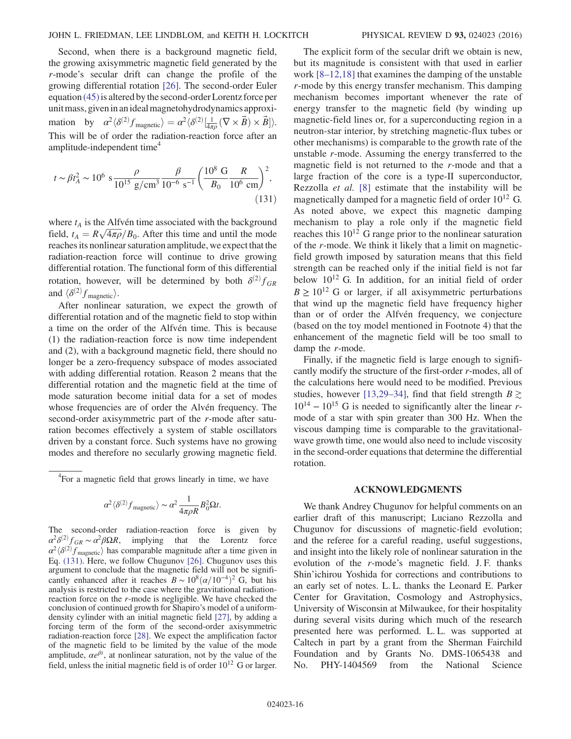Second, when there is a background magnetic field, the growing axisymmetric magnetic field generated by the $r$-mode's secular drift can change the profile of the growing differential rotation [26]. The second-order Euler equation (45) is altered by the second-order Lorentz force per unit mass, given in an ideal magnetohydrodynamics approximation by $\alpha^2\langle\delta^{(2)}f_{\rm magnetic}\rangle = \alpha^2\langle\delta^{(2)}[\frac{1}{4\pi\rho}(\nabla\times\vec{B})\times\vec{B}]\rangle$. This will be of order the radiation-reaction force after an amplitude-independent time[4]

$$
t \sim \beta t_A^2 \sim 10^6\ {\rm s}\frac{\rho}{10^{15}\ {\rm g/cm^3}}\frac{\beta}{10^{-6}\ {\rm s^{-1}}}\left(\frac{10^8\ {\rm G}}{B_0}\frac{R}{10^6\ {\rm cm}}\right)^2, \tag{131}
$$

where $t_A$ is the Alfvén time associated with the background field, $t_A = R\sqrt{4\pi\rho}/B_0$. After this time and until the mode reaches its nonlinear saturation amplitude, we expect that the radiation-reaction force will continue to drive growing differential rotation. The functional form of this differential rotation, however, will be determined by both $\delta^{(2)}f_{GR}$ and $\langle\delta^{(2)}f_{\rm magnetic}\rangle$.

After nonlinear saturation, we expect the growth of differential rotation and of the magnetic field to stop within a time on the order of the Alfvén time. This is because (1) the radiation-reaction force is now time independent and (2), with a background magnetic field, there should no longer be a zero-frequency subspace of modes associated with adding differential rotation. Reason 2 means that the differential rotation and the magnetic field at the time of mode saturation become initial data for a set of modes whose frequencies are of order the Alvén frequency. The second-order axisymmetric part of the $r$-mode after saturation becomes effectively a system of stable oscillators driven by a constant force. Such systems have no growing modes and therefore no secularly growing magnetic field.

The explicit form of the secular drift we obtain is new, but its magnitude is consistent with that used in earlier work [8–12,18] that examines the damping of the unstable $r$-mode by this energy transfer mechanism. This damping mechanism becomes important whenever the rate of energy transfer to the magnetic field (by winding up magnetic-field lines or, for a superconducting region in a neutron-star interior, by stretching magnetic-flux tubes or other mechanisms) is comparable to the growth rate of the unstable $r$-mode. Assuming the energy transferred to the magnetic field is not returned to the $r$-mode and that a large fraction of the core is a type-II superconductor, Rezzolla *et al.* [8] estimate that the instability will be magnetically damped for a magnetic field of order $10^{12}$ G. As noted above, we expect this magnetic damping mechanism to play a role only if the magnetic field reaches this $10^{12}$ G range prior to the nonlinear saturation of the $r$-mode. We think it likely that a limit on magnetic-field growth imposed by saturation means that this field strength can be reached only if the initial field is not far below $10^{12}$ G. In addition, for an initial field of order $B \geq 10^{12}$ G or larger, if all axisymmetric perturbations that wind up the magnetic field have frequency higher than or of order the Alfvén frequency, we conjecture (based on the toy model mentioned in Footnote 4) that the enhancement of the magnetic field will be too small to damp the $r$-mode.

Finally, if the magnetic field is large enough to significantly modify the structure of the first-order $r$-modes, all of the calculations here would need to be modified. Previous studies, however [13,29–34], find that field strength $B \gtrsim 10^{14} - 10^{15}$ G is needed to significantly alter the linear $r$-mode of a star with spin greater than 300 Hz. When the viscous damping time is comparable to the gravitational-wave growth time, one would also need to include viscosity in the second-order equations that determine the differential rotation.

## ACKNOWLEDGMENTS

We thank Andrey Chugunov for helpful comments on an earlier draft of this manuscript; Luciano Rezzolla and Chugunov for discussions of magnetic-field evolution; and the referee for a careful reading, useful suggestions, and insight into the likely role of nonlinear saturation in the evolution of the $r$-mode's magnetic field. J. F. thanks Shin'ichirou Yoshida for corrections and contributions to an early set of notes. L. L. thanks the Leonard E. Parker Center for Gravitation, Cosmology and Astrophysics, University of Wisconsin at Milwaukee, for their hospitality during several visits during which much of the research presented here was performed. L. L. was supported at Caltech in part by a grant from the Sherman Fairchild Foundation and by Grants No. DMS-1065438 and No. PHY-1404569 from the National Science

---

[4] For a magnetic field that grows linearly in time, we have

$$
\alpha^2\langle\delta^{(2)}f_{\rm magnetic}\rangle \sim \alpha^2\frac{1}{4\pi\rho R}B_0^2\Omega t.
$$

The second-order radiation-reaction force is given by $\alpha^2\delta^{(2)}f_{GR} \sim \alpha^2\beta\Omega R$, implying that the Lorentz force $\alpha^2\langle\delta^{(2)}f_{\rm magnetic}\rangle$ has comparable magnitude after a time given in Eq. (131). Here, we follow Chugunov [26]. Chugunov uses this argument to conclude that the magnetic field will not be significantly enhanced after it reaches $B \sim 10^8(\alpha/10^{-4})^2$ G, but his analysis is restricted to the case where the gravitational radiation-reaction force on the $r$-mode is negligible. We have checked the conclusion of continued growth for Shapiro's model of a uniform-density cylinder with an initial magnetic field [27], by adding a forcing term of the form of the second-order axisymmetric radiation-reaction force [28]. We expect the amplification factor of the magnetic field to be limited by the value of the mode amplitude, $\alpha e^{\beta t}$, at nonlinear saturation, not by the value of the field, unless the initial magnetic field is of order $10^{12}$ G or larger.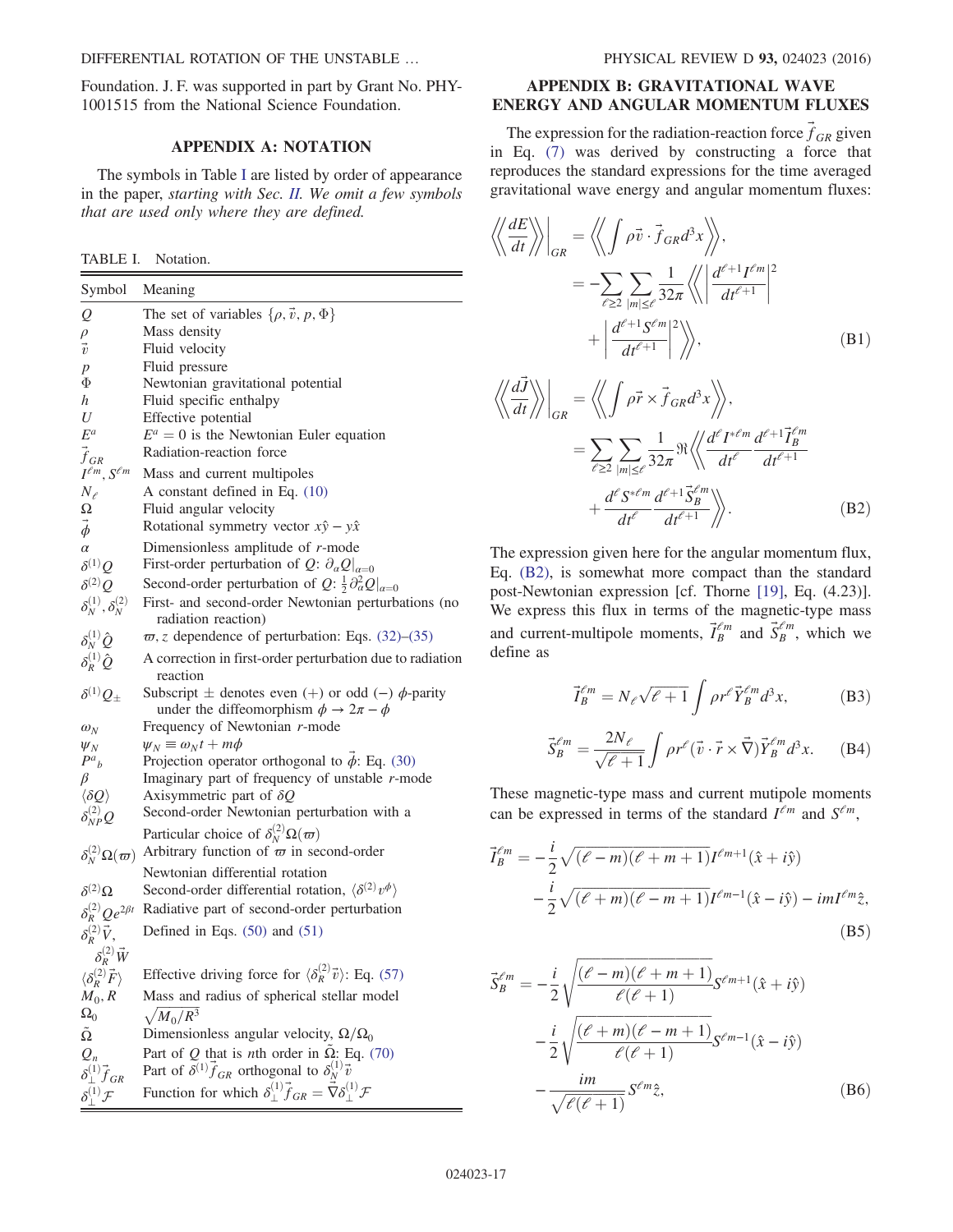Foundation. J. F. was supported in part by Grant No. PHY-1001515 from the National Science Foundation.

## APPENDIX A: NOTATION

The symbols in Table I are listed by order of appearance in the paper, *starting with Sec. II. We omit a few symbols that are used only where they are defined.*

TABLE I. Notation.

| Symbol | Meaning |
|---|---|
| $Q$ | The set of variables $\{\rho, \vec{v}, p, \Phi\}$ |
| $\rho$ | Mass density |
| $\vec{v}$ | Fluid velocity |
| $p$ | Fluid pressure |
| $\Phi$ | Newtonian gravitational potential |
| $h$ | Fluid specific enthalpy |
| $U$ | Effective potential |
| $E^a$ | $E^a = 0$ is the Newtonian Euler equation |
| $\vec{f}_{GR}$ | Radiation-reaction force |
| $I^{\ell m}, S^{\ell m}$ | Mass and current multipoles |
| $N_\ell$ | A constant defined in Eq. (10) |
| $\Omega$ | Fluid angular velocity |
| $\vec{\phi}$ | Rotational symmetry vector $x\hat{y} - y\hat{x}$ |
| $\alpha$ | Dimensionless amplitude of $r$-mode |
| $\delta^{(1)}Q$ | First-order perturbation of $Q$: $\partial_\alpha Q\|_{\alpha=0}$ |
| $\delta^{(2)}Q$ | Second-order perturbation of $Q$: $\frac{1}{2}\partial_\alpha^2 Q\|_{\alpha=0}$ |
| $\delta_N^{(1)}, \delta_N^{(2)}$ | First- and second-order Newtonian perturbations (no radiation reaction) |
| $\delta_N^{(1)}\hat{Q}$ | $\varpi, z$ dependence of perturbation: Eqs. (32)–(35) |
| $\delta_R^{(1)}\hat{Q}$ | A correction in first-order perturbation due to radiation reaction |
| $\delta^{(1)}Q_\pm$ | Subscript $\pm$ denotes even (+) or odd (−) $\phi$-parity under the diffeomorphism $\phi \to 2\pi - \phi$ |
| $\omega_N$ | Frequency of Newtonian $r$-mode |
| $\psi_N$ | $\psi_N \equiv \omega_N t + m\phi$ |
| $P^a{}_b$ | Projection operator orthogonal to $\vec{\phi}$: Eq. (30) |
| $\beta$ | Imaginary part of frequency of unstable $r$-mode |
| $\langle\delta Q\rangle$ | Axisymmetric part of $\delta Q$ |
| $\delta_{NP}^{(2)}Q$ | Second-order Newtonian perturbation with a Particular choice of $\delta_N^{(2)}\Omega(\varpi)$ |
| $\delta_N^{(2)}\Omega(\varpi)$ | Arbitrary function of $\varpi$ in second-order Newtonian differential rotation |
| $\delta^{(2)}\Omega$ | Second-order differential rotation, $\langle\delta^{(2)}v^\phi\rangle$ |
| $\delta_R^{(2)}Qe^{2\beta t}$ | Radiative part of second-order perturbation |
| $\delta_R^{(2)}\vec{V}$, $\delta_R^{(2)}\vec{W}$ | Defined in Eqs. (50) and (51) |
| $\langle\delta_R^{(2)}\vec{F}\rangle$ | Effective driving force for $\langle\delta_R^{(2)}\vec{v}\rangle$: Eq. (57) |
| $M_0, R$ | Mass and radius of spherical stellar model |
| $\Omega_0$ | $\sqrt{M_0/R^3}$ |
| $\tilde{\Omega}$ | Dimensionless angular velocity, $\Omega/\Omega_0$ |
| $Q_n$ | Part of $Q$ that is $n$th order in $\tilde{\Omega}$: Eq. (70) |
| $\delta_\perp^{(1)}\vec{f}_{GR}$ | Part of $\delta^{(1)}\vec{f}_{GR}$ orthogonal to $\delta_N^{(1)}\vec{v}$ |
| $\delta_\perp^{(1)}\mathcal{F}$ | Function for which $\delta_\perp^{(1)}\vec{f}_{GR} = \vec{\nabla}\delta_\perp^{(1)}\mathcal{F}$ |

## APPENDIX B: GRAVITATIONAL WAVE ENERGY AND ANGULAR MOMENTUM FLUXES

The expression for the radiation-reaction force $\vec{f}_{GR}$ given in Eq. (7) was derived by constructing a force that reproduces the standard expressions for the time averaged gravitational wave energy and angular momentum fluxes:

$$\left\langle\!\left\langle \frac{dE}{dt} \right\rangle\!\right\rangle\bigg|_{GR} = \left\langle\!\left\langle \int \rho\vec{v}\cdot\vec{f}_{GR} d^3x \right\rangle\!\right\rangle, \\ = -\sum_{\ell\geq 2}\sum_{|m|\leq\ell}\frac{1}{32\pi}\left\langle\!\left\langle \left|\frac{d^{\ell+1}I^{\ell m}}{dt^{\ell+1}}\right|^2 + \left|\frac{d^{\ell+1}S^{\ell m}}{dt^{\ell+1}}\right|^2 \right\rangle\!\right\rangle, \tag{B1}$$

$$\left\langle\!\left\langle \frac{d\vec{J}}{dt} \right\rangle\!\right\rangle\bigg|_{GR} = \left\langle\!\left\langle \int \rho\vec{r}\times\vec{f}_{GR} d^3x \right\rangle\!\right\rangle, \\ = \sum_{\ell\geq 2}\sum_{|m|\leq\ell}\frac{1}{32\pi}\Re\left\langle\!\left\langle \frac{d^\ell I^{*\ell m}}{dt^\ell}\frac{d^{\ell+1}\vec{I}_B^{\ell m}}{dt^{\ell+1}} + \frac{d^\ell S^{*\ell m}}{dt^\ell}\frac{d^{\ell+1}\vec{S}_B^{\ell m}}{dt^{\ell+1}} \right\rangle\!\right\rangle. \tag{B2}$$

The expression given here for the angular momentum flux, Eq. (B2), is somewhat more compact than the standard post-Newtonian expression [cf. Thorne [19], Eq. (4.23)]. We express this flux in terms of the magnetic-type mass and current-multipole moments, $\vec{I}_B^{\ell m}$ and $\vec{S}_B^{\ell m}$, which we define as

$$\vec{I}_B^{\ell m} = N_\ell\sqrt{\ell+1}\int \rho r^\ell \vec{Y}_B^{\ell m} d^3x, \tag{B3}$$

$$\vec{S}_B^{\ell m} = \frac{2N_\ell}{\sqrt{\ell+1}}\int \rho r^\ell(\vec{v}\cdot\vec{r}\times\vec{\nabla})\vec{Y}_B^{\ell m} d^3x. \tag{B4}$$

These magnetic-type mass and current mutipole moments can be expressed in terms of the standard $I^{\ell m}$ and $S^{\ell m}$,

$$\vec{I}_B^{\ell m} = -\frac{i}{2}\sqrt{(\ell-m)(\ell+m+1)}I^{\ell m+1}(\hat{x}+i\hat{y}) \\ -\frac{i}{2}\sqrt{(\ell+m)(\ell-m+1)}I^{\ell m-1}(\hat{x}-i\hat{y}) - imI^{\ell m}\hat{z}, \tag{B5}$$

$$\vec{S}_B^{\ell m} = -\frac{i}{2}\sqrt{\frac{(\ell-m)(\ell+m+1)}{\ell(\ell+1)}}S^{\ell m+1}(\hat{x}+i\hat{y}) \\ -\frac{i}{2}\sqrt{\frac{(\ell+m)(\ell-m+1)}{\ell(\ell+1)}}S^{\ell m-1}(\hat{x}-i\hat{y}) \\ -\frac{im}{\sqrt{\ell(\ell+1)}}S^{\ell m}\hat{z}, \tag{B6}$$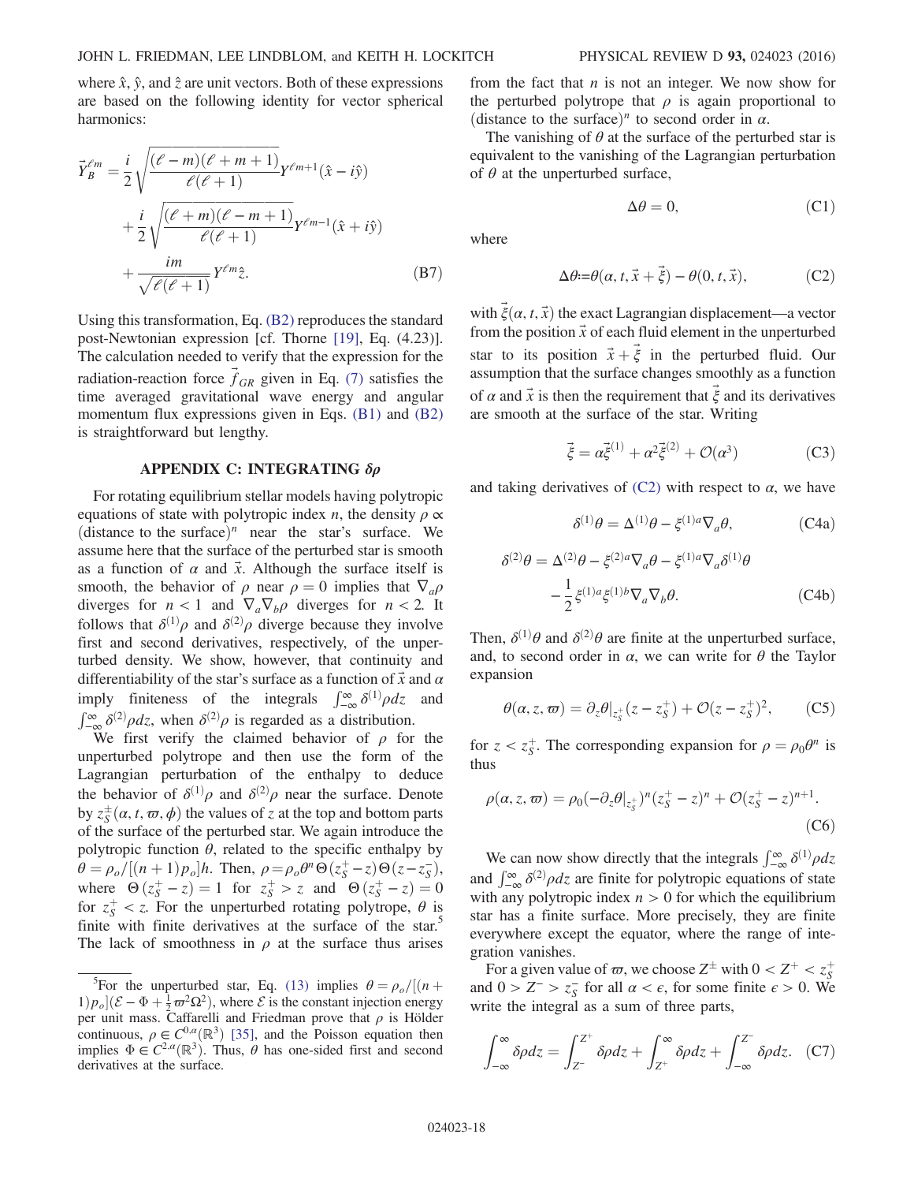where $\hat{x}$, $\hat{y}$, and $\hat{z}$ are unit vectors. Both of these expressions are based on the following identity for vector spherical harmonics:

$$\vec{Y}_B^{\ell m} = \frac{i}{2}\sqrt{\frac{(\ell-m)(\ell+m+1)}{\ell(\ell+1)}}Y^{\ell m+1}(\hat{x}-i\hat{y}) + \frac{i}{2}\sqrt{\frac{(\ell+m)(\ell-m+1)}{\ell(\ell+1)}}Y^{\ell m-1}(\hat{x}+i\hat{y}) + \frac{im}{\sqrt{\ell(\ell+1)}}Y^{\ell m}\hat{z}. \tag{B7}$$

Using this transformation, Eq. (B2) reproduces the standard post-Newtonian expression [cf. Thorne [19], Eq. (4.23)]. The calculation needed to verify that the expression for the radiation-reaction force $\vec{f}_{GR}$ given in Eq. (7) satisfies the time averaged gravitational wave energy and angular momentum flux expressions given in Eqs. (B1) and (B2) is straightforward but lengthy.

## APPENDIX C: INTEGRATING $\delta\rho$

For rotating equilibrium stellar models having polytropic equations of state with polytropic index $n$, the density $\rho \propto$ (distance to the surface)$^n$ near the star's surface. We assume here that the surface of the perturbed star is smooth as a function of $\alpha$ and $\vec{x}$. Although the surface itself is smooth, the behavior of $\rho$ near $\rho = 0$ implies that $\nabla_a\rho$ diverges for $n < 1$ and $\nabla_a\nabla_b\rho$ diverges for $n < 2$. It follows that $\delta^{(1)}\rho$ and $\delta^{(2)}\rho$ diverge because they involve first and second derivatives, respectively, of the unperturbed density. We show, however, that continuity and differentiability of the star's surface as a function of $\vec{x}$ and $\alpha$ imply finiteness of the integrals $\int_{-\infty}^{\infty}\delta^{(1)}\rho dz$ and $\int_{-\infty}^{\infty}\delta^{(2)}\rho dz$, when $\delta^{(2)}\rho$ is regarded as a distribution.

We first verify the claimed behavior of $\rho$ for the unperturbed polytrope and then use the form of the Lagrangian perturbation of the enthalpy to deduce the behavior of $\delta^{(1)}\rho$ and $\delta^{(2)}\rho$ near the surface. Denote by $z_S^{\pm}(\alpha, t, \varpi, \phi)$ the values of $z$ at the top and bottom parts of the surface of the perturbed star. We again introduce the polytropic function $\theta$, related to the specific enthalpy by $\theta = \rho_o/[(n+1)p_o]h$. Then, $\rho = \rho_o\theta^n\Theta(z_S^+ - z)\Theta(z - z_S^-)$, where $\Theta(z_S^+ - z) = 1$ for $z_S^+ > z$ and $\Theta(z_S^+ - z) = 0$ for $z_S^+ < z$. For the unperturbed rotating polytrope, $\theta$ is finite with finite derivatives at the surface of the star.[5] The lack of smoothness in $\rho$ at the surface thus arises from the fact that $n$ is not an integer. We now show for the perturbed polytrope that $\rho$ is again proportional to (distance to the surface)$^n$ to second order in $\alpha$.

The vanishing of $\theta$ at the surface of the perturbed star is equivalent to the vanishing of the Lagrangian perturbation of $\theta$ at the unperturbed surface,

$$\Delta\theta = 0, \tag{C1}$$

where

$$\Delta\theta := \theta(\alpha, t, \vec{x} + \vec{\xi}) - \theta(0, t, \vec{x}), \tag{C2}$$

with $\vec{\xi}(\alpha, t, \vec{x})$ the exact Lagrangian displacement—a vector from the position $\vec{x}$ of each fluid element in the unperturbed star to its position $\vec{x} + \vec{\xi}$ in the perturbed fluid. Our assumption that the surface changes smoothly as a function of $\alpha$ and $\vec{x}$ is then the requirement that $\vec{\xi}$ and its derivatives are smooth at the surface of the star. Writing

$$\vec{\xi} = \alpha\vec{\xi}^{(1)} + \alpha^2\vec{\xi}^{(2)} + \mathcal{O}(\alpha^3) \tag{C3}$$

and taking derivatives of (C2) with respect to $\alpha$, we have

$$\delta^{(1)}\theta = \Delta^{(1)}\theta - \xi^{(1)a}\nabla_a\theta, \tag{C4a}$$

$$\delta^{(2)}\theta = \Delta^{(2)}\theta - \xi^{(2)a}\nabla_a\theta - \xi^{(1)a}\nabla_a\delta^{(1)}\theta - \frac{1}{2}\xi^{(1)a}\xi^{(1)b}\nabla_a\nabla_b\theta. \tag{C4b}$$

Then, $\delta^{(1)}\theta$ and $\delta^{(2)}\theta$ are finite at the unperturbed surface, and, to second order in $\alpha$, we can write for $\theta$ the Taylor expansion

$$\theta(\alpha, z, \varpi) = \partial_z\theta|_{z_S^+}(z - z_S^+) + \mathcal{O}(z - z_S^+)^2, \tag{C5}$$

for $z < z_S^+$. The corresponding expansion for $\rho = \rho_0\theta^n$ is thus

$$\rho(\alpha, z, \varpi) = \rho_0(-\partial_z\theta|_{z_S^+})^n(z_S^+ - z)^n + \mathcal{O}(z_S^+ - z)^{n+1}. \tag{C6}$$

We can now show directly that the integrals $\int_{-\infty}^{\infty}\delta^{(1)}\rho dz$ and $\int_{-\infty}^{\infty}\delta^{(2)}\rho dz$ are finite for polytropic equations of state with any polytropic index $n > 0$ for which the equilibrium star has a finite surface. More precisely, they are finite everywhere except the equator, where the range of integration vanishes.

For a given value of $\varpi$, we choose $Z^{\pm}$ with $0 < Z^+ < z_S^+$ and $0 > Z^- > z_S^-$ for all $\alpha < \epsilon$, for some finite $\epsilon > 0$. We write the integral as a sum of three parts,

$$\int_{-\infty}^{\infty}\delta\rho dz = \int_{Z^-}^{Z^+}\delta\rho dz + \int_{Z^+}^{\infty}\delta\rho dz + \int_{-\infty}^{Z^-}\delta\rho dz. \tag{C7}$$

[5] For the unperturbed star, Eq. (13) implies $\theta = \rho_o/[(n+1)p_o](\mathcal{E} - \Phi + \frac{1}{2}\varpi^2\Omega^2)$, where $\mathcal{E}$ is the constant injection energy per unit mass. Caffarelli and Friedman prove that $\rho$ is Hölder continuous, $\rho \in C^{0,\alpha}(\mathbb{R}^3)$ [35], and the Poisson equation then implies $\Phi \in C^{2,\alpha}(\mathbb{R}^3)$. Thus, $\theta$ has one-sided first and second derivatives at the surface.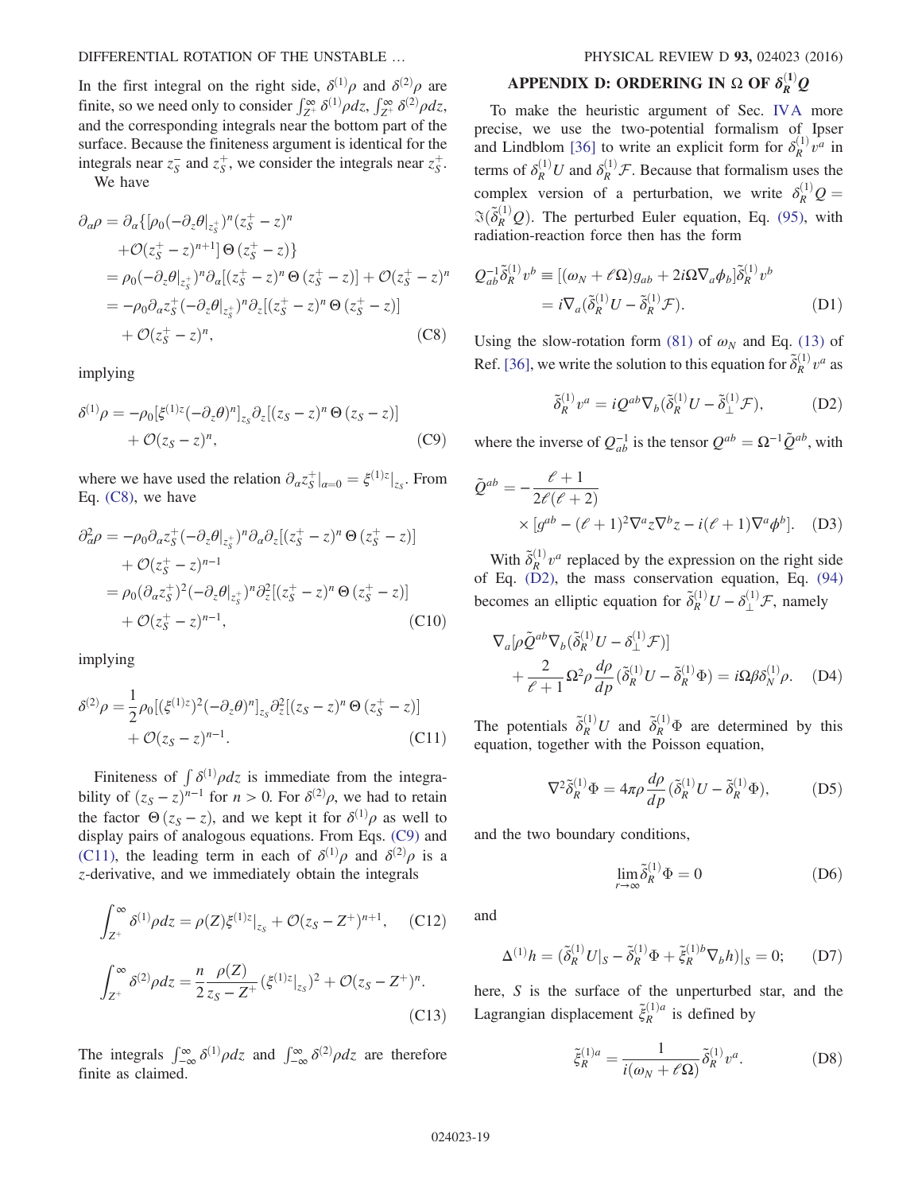In the first integral on the right side, $\delta^{(1)}\rho$ and $\delta^{(2)}\rho$ are finite, so we need only to consider $\int_{Z^+}^{\infty}\delta^{(1)}\rho dz$, $\int_{Z^+}^{\infty}\delta^{(2)}\rho dz$, and the corresponding integrals near the bottom part of the surface. Because the finiteness argument is identical for the integrals near $z_S^-$ and $z_S^+$, we consider the integrals near $z_S^+$.

We have

$$
\begin{aligned}
\partial_\alpha \rho &= \partial_\alpha\{[\rho_0(-\partial_z\theta|_{z_S^+})^n(z_S^+-z)^n \\
&\quad +\mathcal{O}(z_S^+-z)^{n+1}]\,\Theta\,(z_S^+-z)\} \\
&= \rho_0(-\partial_z\theta|_{z_S^+})^n\partial_\alpha[(z_S^+-z)^n\,\Theta\,(z_S^+-z)]+\mathcal{O}(z_S^+-z)^n \\
&= -\rho_0\partial_\alpha z_S^+(-\partial_z\theta|_{z_S^+})^n\partial_z[(z_S^+-z)^n\,\Theta\,(z_S^+-z)] \\
&\quad +\mathcal{O}(z_S^+-z)^n,
\end{aligned} \tag{C8}
$$

implying

$$
\begin{aligned}
\delta^{(1)}\rho &= -\rho_0[\xi^{(1)z}(-\partial_z\theta)^n]_{z_S}\partial_z[(z_S-z)^n\,\Theta\,(z_S-z)] \\
&\quad +\mathcal{O}(z_S-z)^n,
\end{aligned} \tag{C9}
$$

where we have used the relation $\partial_\alpha z_S^+|_{\alpha=0}=\xi^{(1)z}|_{z_S}$. From Eq. (C8), we have

$$
\begin{aligned}
\partial_\alpha^2\rho &= -\rho_0\partial_\alpha z_S^+(-\partial_z\theta|_{z_S^+})^n\partial_\alpha\partial_z[(z_S^+-z)^n\,\Theta\,(z_S^+-z)] \\
&\quad +\mathcal{O}(z_S^+-z)^{n-1} \\
&= \rho_0(\partial_\alpha z_S^+)^2(-\partial_z\theta|_{z_S^+})^n\partial_z^2[(z_S^+-z)^n\,\Theta\,(z_S^+-z)] \\
&\quad +\mathcal{O}(z_S^+-z)^{n-1},
\end{aligned} \tag{C10}
$$

implying

$$
\begin{aligned}
\delta^{(2)}\rho &= \frac{1}{2}\rho_0[(\xi^{(1)z})^2(-\partial_z\theta)^n]_{z_S}\partial_z^2[(z_S-z)^n\,\Theta\,(z_S^+-z)] \\
&\quad +\mathcal{O}(z_S-z)^{n-1}.
\end{aligned} \tag{C11}
$$

Finiteness of $\int\delta^{(1)}\rho dz$ is immediate from the integrability of $(z_S-z)^{n-1}$ for $n>0$. For $\delta^{(2)}\rho$, we had to retain the factor $\Theta\,(z_S-z)$, and we kept it for $\delta^{(1)}\rho$ as well to display pairs of analogous equations. From Eqs. (C9) and (C11), the leading term in each of $\delta^{(1)}\rho$ and $\delta^{(2)}\rho$ is a $z$-derivative, and we immediately obtain the integrals

$$
\int_{Z^+}^{\infty}\delta^{(1)}\rho dz=\rho(Z)\xi^{(1)z}|_{z_S}+\mathcal{O}(z_S-Z^+)^{n+1}, \tag{C12}
$$

$$
\int_{Z^+}^{\infty}\delta^{(2)}\rho dz=\frac{n}{2}\frac{\rho(Z)}{z_S-Z^+}(\xi^{(1)z}|_{z_S})^2+\mathcal{O}(z_S-Z^+)^n. \tag{C13}
$$

The integrals $\int_{-\infty}^{\infty}\delta^{(1)}\rho dz$ and $\int_{-\infty}^{\infty}\delta^{(2)}\rho dz$ are therefore finite as claimed.

## APPENDIX D: ORDERING IN $\Omega$ OF $\delta_R^{(1)}Q$

To make the heuristic argument of Sec. IVA more precise, we use the two-potential formalism of Ipser and Lindblom [36] to write an explicit form for $\delta_R^{(1)}v^a$ in terms of $\delta_R^{(1)}U$ and $\delta_R^{(1)}\mathcal{F}$. Because that formalism uses the complex version of a perturbation, we write $\delta_R^{(1)}Q=\Im(\tilde{\delta}_R^{(1)}Q)$. The perturbed Euler equation, Eq. (95), with radiation-reaction force then has the form

$$
\begin{aligned}
Q_{ab}^{-1}\tilde{\delta}_R^{(1)}v^b &\equiv [(\omega_N+\ell\Omega)g_{ab}+2i\Omega\nabla_a\phi_b]\tilde{\delta}_R^{(1)}v^b \\
&= i\nabla_a(\tilde{\delta}_R^{(1)}U-\tilde{\delta}_R^{(1)}\mathcal{F}).
\end{aligned} \tag{D1}
$$

Using the slow-rotation form (81) of $\omega_N$ and Eq. (13) of Ref. [36], we write the solution to this equation for $\tilde{\delta}_R^{(1)}v^a$ as

$$
\tilde{\delta}_R^{(1)}v^a=iQ^{ab}\nabla_b(\tilde{\delta}_R^{(1)}U-\tilde{\delta}_\perp^{(1)}\mathcal{F}), \tag{D2}
$$

where the inverse of $Q_{ab}^{-1}$ is the tensor $Q^{ab}=\Omega^{-1}\tilde{Q}^{ab}$, with

$$
\begin{aligned}
\tilde{Q}^{ab} &= -\frac{\ell+1}{2\ell(\ell+2)} \\
&\quad\times[g^{ab}-(\ell+1)^2\nabla^a z\nabla^b z-i(\ell+1)\nabla^a\phi^b].
\end{aligned} \tag{D3}
$$

With $\tilde{\delta}_R^{(1)}v^a$ replaced by the expression on the right side of Eq. (D2), the mass conservation equation, Eq. (94) becomes an elliptic equation for $\tilde{\delta}_R^{(1)}U-\delta_\perp^{(1)}\mathcal{F}$, namely

$$
\begin{aligned}
&\nabla_a[\rho\tilde{Q}^{ab}\nabla_b(\tilde{\delta}_R^{(1)}U-\delta_\perp^{(1)}\mathcal{F})] \\
&\quad+\frac{2}{\ell+1}\Omega^2\rho\frac{d\rho}{dp}(\tilde{\delta}_R^{(1)}U-\tilde{\delta}_R^{(1)}\Phi)=i\Omega\beta\delta_N^{(1)}\rho.
\end{aligned} \tag{D4}
$$

The potentials $\tilde{\delta}_R^{(1)}U$ and $\tilde{\delta}_R^{(1)}\Phi$ are determined by this equation, together with the Poisson equation,

$$
\nabla^2\tilde{\delta}_R^{(1)}\Phi=4\pi\rho\frac{d\rho}{dp}(\tilde{\delta}_R^{(1)}U-\tilde{\delta}_R^{(1)}\Phi), \tag{D5}
$$

and the two boundary conditions,

$$
\lim_{r\to\infty}\tilde{\delta}_R^{(1)}\Phi=0 \tag{D6}
$$

and

$$
\Delta^{(1)}h=(\tilde{\delta}_R^{(1)}U|_S-\tilde{\delta}_R^{(1)}\Phi+\tilde{\xi}_R^{(1)b}\nabla_b h)|_S=0; \tag{D7}
$$

here, $S$ is the surface of the unperturbed star, and the Lagrangian displacement $\tilde{\xi}_R^{(1)a}$ is defined by

$$
\tilde{\xi}_R^{(1)a}=\frac{1}{i(\omega_N+\ell\Omega)}\tilde{\delta}_R^{(1)}v^a. \tag{D8}
$$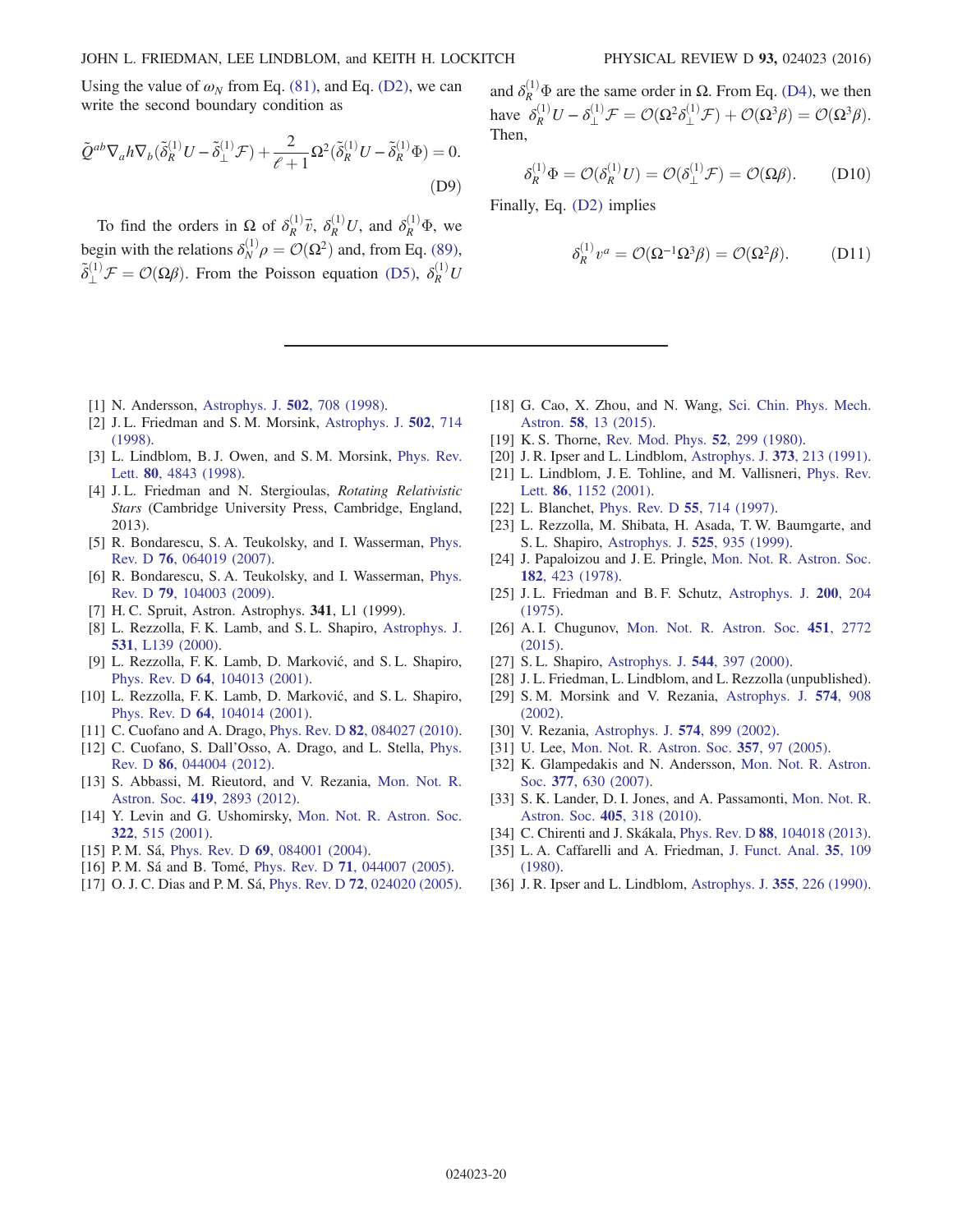Using the value of $\omega_N$ from Eq. (81), and Eq. (D2), we can write the second boundary condition as

$$\tilde{Q}^{ab}\nabla_a h \nabla_b (\tilde{\delta}_R^{(1)} U - \tilde{\delta}_\perp^{(1)} \mathcal{F}) + \frac{2}{\ell+1}\Omega^2(\tilde{\delta}_R^{(1)} U - \tilde{\delta}_R^{(1)}\Phi) = 0. \tag{D9}$$

To find the orders in $\Omega$ of $\delta_R^{(1)}\vec{v}$, $\delta_R^{(1)}U$, and $\delta_R^{(1)}\Phi$, we begin with the relations $\delta_N^{(1)}\rho = \mathcal{O}(\Omega^2)$ and, from Eq. (89), $\tilde{\delta}_\perp^{(1)}\mathcal{F} = \mathcal{O}(\Omega\beta)$. From the Poisson equation (D5), $\delta_R^{(1)}U$ and $\delta_R^{(1)}\Phi$ are the same order in $\Omega$. From Eq. (D4), we then have $\delta_R^{(1)}U - \delta_\perp^{(1)}\mathcal{F} = \mathcal{O}(\Omega^2\delta_\perp^{(1)}\mathcal{F}) + \mathcal{O}(\Omega^3\beta) = \mathcal{O}(\Omega^3\beta)$. Then,

$$\delta_R^{(1)}\Phi = \mathcal{O}(\delta_R^{(1)}U) = \mathcal{O}(\delta_\perp^{(1)}\mathcal{F}) = \mathcal{O}(\Omega\beta). \tag{D10}$$

Finally, Eq. (D2) implies

$$\delta_R^{(1)}v^a = \mathcal{O}(\Omega^{-1}\Omega^3\beta) = \mathcal{O}(\Omega^2\beta). \tag{D11}$$

---

[1] N. Andersson, Astrophys. J. **502**, 708 (1998).
[2] J. L. Friedman and S. M. Morsink, Astrophys. J. **502**, 714 (1998).
[3] L. Lindblom, B. J. Owen, and S. M. Morsink, Phys. Rev. Lett. **80**, 4843 (1998).
[4] J. L. Friedman and N. Stergioulas, *Rotating Relativistic Stars* (Cambridge University Press, Cambridge, England, 2013).
[5] R. Bondarescu, S. A. Teukolsky, and I. Wasserman, Phys. Rev. D **76**, 064019 (2007).
[6] R. Bondarescu, S. A. Teukolsky, and I. Wasserman, Phys. Rev. D **79**, 104003 (2009).
[7] H. C. Spruit, Astron. Astrophys. **341**, L1 (1999).
[8] L. Rezzolla, F. K. Lamb, and S. L. Shapiro, Astrophys. J. **531**, L139 (2000).
[9] L. Rezzolla, F. K. Lamb, D. Marković, and S. L. Shapiro, Phys. Rev. D **64**, 104013 (2001).
[10] L. Rezzolla, F. K. Lamb, D. Marković, and S. L. Shapiro, Phys. Rev. D **64**, 104014 (2001).
[11] C. Cuofano and A. Drago, Phys. Rev. D **82**, 084027 (2010).
[12] C. Cuofano, S. Dall'Osso, A. Drago, and L. Stella, Phys. Rev. D **86**, 044004 (2012).
[13] S. Abbassi, M. Rieutord, and V. Rezania, Mon. Not. R. Astron. Soc. **419**, 2893 (2012).
[14] Y. Levin and G. Ushomirsky, Mon. Not. R. Astron. Soc. **322**, 515 (2001).
[15] P. M. Sá, Phys. Rev. D **69**, 084001 (2004).
[16] P. M. Sá and B. Tomé, Phys. Rev. D **71**, 044007 (2005).
[17] O. J. C. Dias and P. M. Sá, Phys. Rev. D **72**, 024020 (2005).
[18] G. Cao, X. Zhou, and N. Wang, Sci. Chin. Phys. Mech. Astron. **58**, 13 (2015).
[19] K. S. Thorne, Rev. Mod. Phys. **52**, 299 (1980).
[20] J. R. Ipser and L. Lindblom, Astrophys. J. **373**, 213 (1991).
[21] L. Lindblom, J. E. Tohline, and M. Vallisneri, Phys. Rev. Lett. **86**, 1152 (2001).
[22] L. Blanchet, Phys. Rev. D **55**, 714 (1997).
[23] L. Rezzolla, M. Shibata, H. Asada, T. W. Baumgarte, and S. L. Shapiro, Astrophys. J. **525**, 935 (1999).
[24] J. Papaloizou and J. E. Pringle, Mon. Not. R. Astron. Soc. **182**, 423 (1978).
[25] J. L. Friedman and B. F. Schutz, Astrophys. J. **200**, 204 (1975).
[26] A. I. Chugunov, Mon. Not. R. Astron. Soc. **451**, 2772 (2015).
[27] S. L. Shapiro, Astrophys. J. **544**, 397 (2000).
[28] J. L. Friedman, L. Lindblom, and L. Rezzolla (unpublished).
[29] S. M. Morsink and V. Rezania, Astrophys. J. **574**, 908 (2002).
[30] V. Rezania, Astrophys. J. **574**, 899 (2002).
[31] U. Lee, Mon. Not. R. Astron. Soc. **357**, 97 (2005).
[32] K. Glampedakis and N. Andersson, Mon. Not. R. Astron. Soc. **377**, 630 (2007).
[33] S. K. Lander, D. I. Jones, and A. Passamonti, Mon. Not. R. Astron. Soc. **405**, 318 (2010).
[34] C. Chirenti and J. Skákala, Phys. Rev. D **88**, 104018 (2013).
[35] L. A. Caffarelli and A. Friedman, J. Funct. Anal. **35**, 109 (1980).
[36] J. R. Ipser and L. Lindblom, Astrophys. J. **355**, 226 (1990).